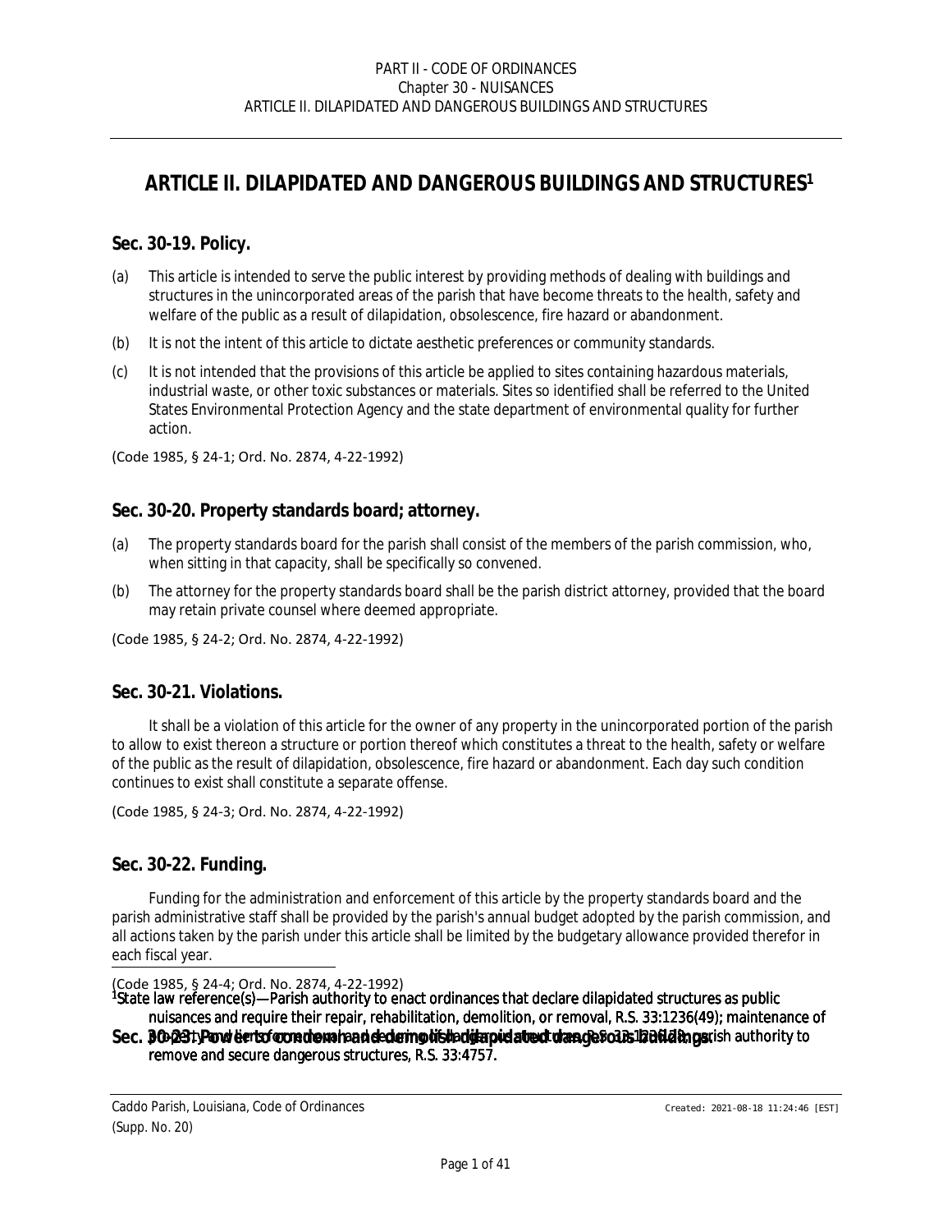# ARTICLE II. DILAPIDATED AND DANGEROUS BUILDINGS AND STRUCTURES[1]

## Sec. 30-19. Policy.

(a) This article is intended to serve the public interest by providing methods of dealing with buildings and structures in the unincorporated areas of the parish that have become threats to the health, safety and welfare of the public as a result of dilapidation, obsolescence, fire hazard or abandonment.

(b) It is not the intent of this article to dictate aesthetic preferences or community standards.

(c) It is not intended that the provisions of this article be applied to sites containing hazardous materials, industrial waste, or other toxic substances or materials. Sites so identified shall be referred to the United States Environmental Protection Agency and the state department of environmental quality for further action.

(Code 1985, § 24-1; Ord. No. 2874, 4-22-1992)

## Sec. 30-20. Property standards board; attorney.

(a) The property standards board for the parish shall consist of the members of the parish commission, who, when sitting in that capacity, shall be specifically so convened.

(b) The attorney for the property standards board shall be the parish district attorney, provided that the board may retain private counsel where deemed appropriate.

(Code 1985, § 24-2; Ord. No. 2874, 4-22-1992)

## Sec. 30-21. Violations.

It shall be a violation of this article for the owner of any property in the unincorporated portion of the parish to allow to exist thereon a structure or portion thereof which constitutes a threat to the health, safety or welfare of the public as the result of dilapidation, obsolescence, fire hazard or abandonment. Each day such condition continues to exist shall constitute a separate offense.

(Code 1985, § 24-3; Ord. No. 2874, 4-22-1992)

## Sec. 30-22. Funding.

Funding for the administration and enforcement of this article by the property standards board and the parish administrative staff shall be provided by the parish's annual budget adopted by the parish commission, and all actions taken by the parish under this article shall be limited by the budgetary allowance provided therefor in each fiscal year.

(Code 1985, § 24-4; Ord. No. 2874, 4-22-1992)

## Sec. 30-23. Power to condemn and demolish dilapidated dangerous buildings.

[1]State law reference(s)—Parish authority to enact ordinances that declare dilapidated structures as public nuisances and require their repair, rehabilitation, demolition, or removal, R.S. 33:1236(49); maintenance of property and liens for removal and demolition of structures, R.S. 33:1236(28); parish authority to remove and secure dangerous structures, R.S. 33:4757.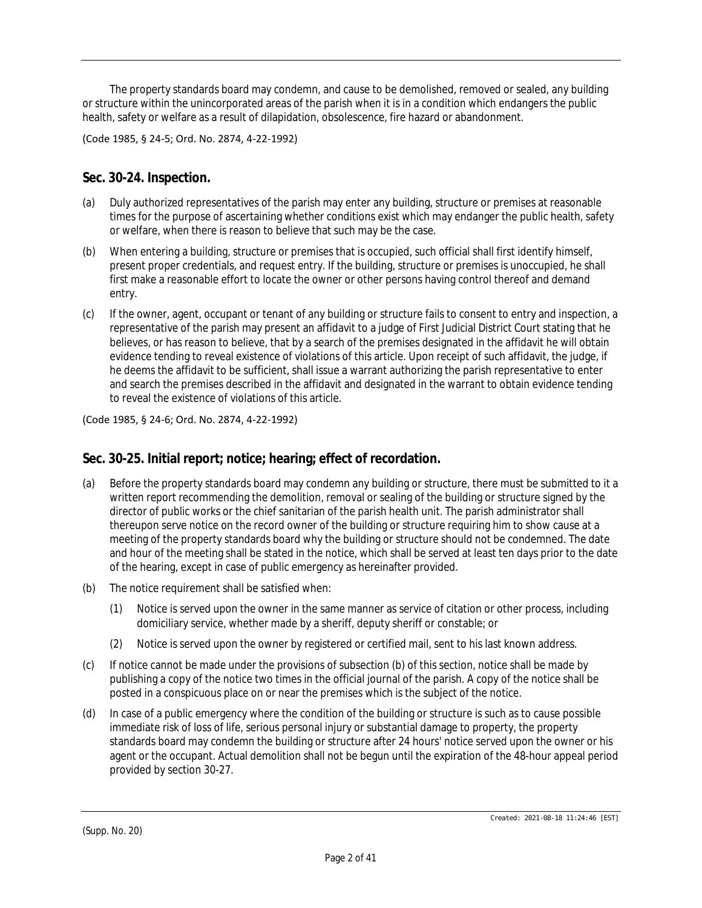The property standards board may condemn, and cause to be demolished, removed or sealed, any building or structure within the unincorporated areas of the parish when it is in a condition which endangers the public health, safety or welfare as a result of dilapidation, obsolescence, fire hazard or abandonment.

(Code 1985, § 24-5; Ord. No. 2874, 4-22-1992)

## Sec. 30-24. Inspection.

(a) Duly authorized representatives of the parish may enter any building, structure or premises at reasonable times for the purpose of ascertaining whether conditions exist which may endanger the public health, safety or welfare, when there is reason to believe that such may be the case.

(b) When entering a building, structure or premises that is occupied, such official shall first identify himself, present proper credentials, and request entry. If the building, structure or premises is unoccupied, he shall first make a reasonable effort to locate the owner or other persons having control thereof and demand entry.

(c) If the owner, agent, occupant or tenant of any building or structure fails to consent to entry and inspection, a representative of the parish may present an affidavit to a judge of First Judicial District Court stating that he believes, or has reason to believe, that by a search of the premises designated in the affidavit he will obtain evidence tending to reveal existence of violations of this article. Upon receipt of such affidavit, the judge, if he deems the affidavit to be sufficient, shall issue a warrant authorizing the parish representative to enter and search the premises described in the affidavit and designated in the warrant to obtain evidence tending to reveal the existence of violations of this article.

(Code 1985, § 24-6; Ord. No. 2874, 4-22-1992)

## Sec. 30-25. Initial report; notice; hearing; effect of recordation.

(a) Before the property standards board may condemn any building or structure, there must be submitted to it a written report recommending the demolition, removal or sealing of the building or structure signed by the director of public works or the chief sanitarian of the parish health unit. The parish administrator shall thereupon serve notice on the record owner of the building or structure requiring him to show cause at a meeting of the property standards board why the building or structure should not be condemned. The date and hour of the meeting shall be stated in the notice, which shall be served at least ten days prior to the date of the hearing, except in case of public emergency as hereinafter provided.

(b) The notice requirement shall be satisfied when:

   (1) Notice is served upon the owner in the same manner as service of citation or other process, including domiciliary service, whether made by a sheriff, deputy sheriff or constable; or

   (2) Notice is served upon the owner by registered or certified mail, sent to his last known address.

(c) If notice cannot be made under the provisions of subsection (b) of this section, notice shall be made by publishing a copy of the notice two times in the official journal of the parish. A copy of the notice shall be posted in a conspicuous place on or near the premises which is the subject of the notice.

(d) In case of a public emergency where the condition of the building or structure is such as to cause possible immediate risk of loss of life, serious personal injury or substantial damage to property, the property standards board may condemn the building or structure after 24 hours' notice served upon the owner or his agent or the occupant. Actual demolition shall not be begun until the expiration of the 48-hour appeal period provided by section 30-27.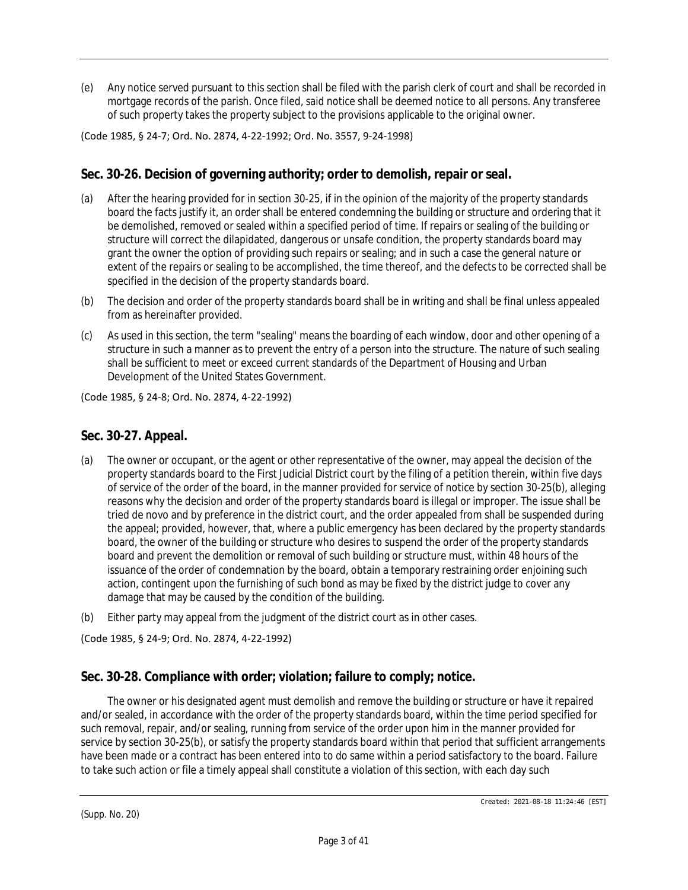(e) Any notice served pursuant to this section shall be filed with the parish clerk of court and shall be recorded in mortgage records of the parish. Once filed, said notice shall be deemed notice to all persons. Any transferee of such property takes the property subject to the provisions applicable to the original owner.

(Code 1985, § 24-7; Ord. No. 2874, 4-22-1992; Ord. No. 3557, 9-24-1998)

## Sec. 30-26. Decision of governing authority; order to demolish, repair or seal.

(a) After the hearing provided for in section 30-25, if in the opinion of the majority of the property standards board the facts justify it, an order shall be entered condemning the building or structure and ordering that it be demolished, removed or sealed within a specified period of time. If repairs or sealing of the building or structure will correct the dilapidated, dangerous or unsafe condition, the property standards board may grant the owner the option of providing such repairs or sealing; and in such a case the general nature or extent of the repairs or sealing to be accomplished, the time thereof, and the defects to be corrected shall be specified in the decision of the property standards board.

(b) The decision and order of the property standards board shall be in writing and shall be final unless appealed from as hereinafter provided.

(c) As used in this section, the term "sealing" means the boarding of each window, door and other opening of a structure in such a manner as to prevent the entry of a person into the structure. The nature of such sealing shall be sufficient to meet or exceed current standards of the Department of Housing and Urban Development of the United States Government.

(Code 1985, § 24-8; Ord. No. 2874, 4-22-1992)

## Sec. 30-27. Appeal.

(a) The owner or occupant, or the agent or other representative of the owner, may appeal the decision of the property standards board to the First Judicial District court by the filing of a petition therein, within five days of service of the order of the board, in the manner provided for service of notice by section 30-25(b), alleging reasons why the decision and order of the property standards board is illegal or improper. The issue shall be tried de novo and by preference in the district court, and the order appealed from shall be suspended during the appeal; provided, however, that, where a public emergency has been declared by the property standards board, the owner of the building or structure who desires to suspend the order of the property standards board and prevent the demolition or removal of such building or structure must, within 48 hours of the issuance of the order of condemnation by the board, obtain a temporary restraining order enjoining such action, contingent upon the furnishing of such bond as may be fixed by the district judge to cover any damage that may be caused by the condition of the building.

(b) Either party may appeal from the judgment of the district court as in other cases.

(Code 1985, § 24-9; Ord. No. 2874, 4-22-1992)

## Sec. 30-28. Compliance with order; violation; failure to comply; notice.

The owner or his designated agent must demolish and remove the building or structure or have it repaired and/or sealed, in accordance with the order of the property standards board, within the time period specified for such removal, repair, and/or sealing, running from service of the order upon him in the manner provided for service by section 30-25(b), or satisfy the property standards board within that period that sufficient arrangements have been made or a contract has been entered into to do same within a period satisfactory to the board. Failure to take such action or file a timely appeal shall constitute a violation of this section, with each day such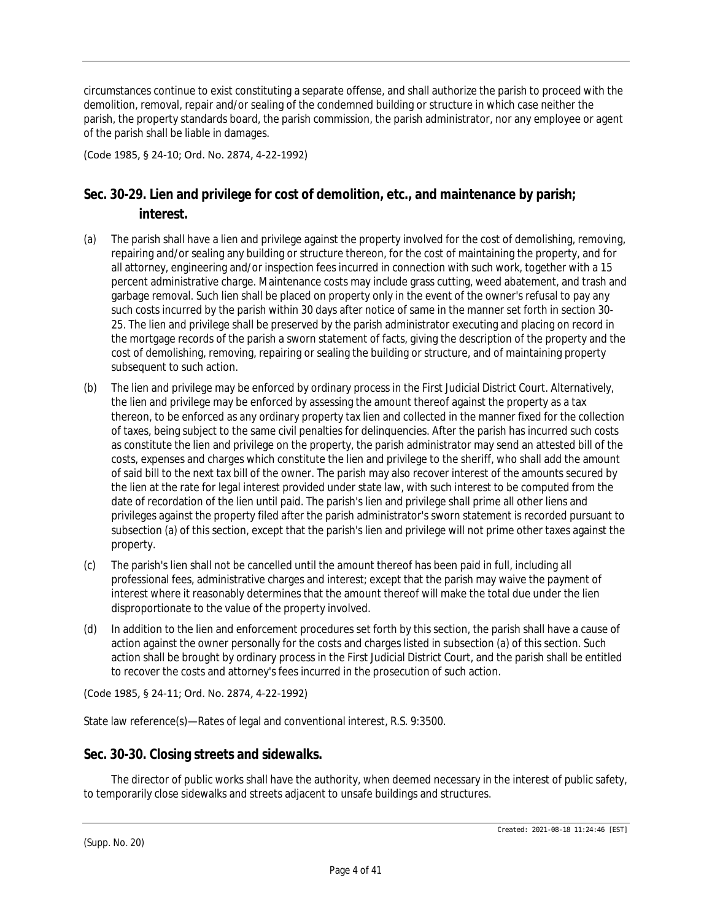circumstances continue to exist constituting a separate offense, and shall authorize the parish to proceed with the demolition, removal, repair and/or sealing of the condemned building or structure in which case neither the parish, the property standards board, the parish commission, the parish administrator, nor any employee or agent of the parish shall be liable in damages.

(Code 1985, § 24-10; Ord. No. 2874, 4-22-1992)

## Sec. 30-29. Lien and privilege for cost of demolition, etc., and maintenance by parish; interest.

(a) The parish shall have a lien and privilege against the property involved for the cost of demolishing, removing, repairing and/or sealing any building or structure thereon, for the cost of maintaining the property, and for all attorney, engineering and/or inspection fees incurred in connection with such work, together with a 15 percent administrative charge. Maintenance costs may include grass cutting, weed abatement, and trash and garbage removal. Such lien shall be placed on property only in the event of the owner's refusal to pay any such costs incurred by the parish within 30 days after notice of same in the manner set forth in section 30-25. The lien and privilege shall be preserved by the parish administrator executing and placing on record in the mortgage records of the parish a sworn statement of facts, giving the description of the property and the cost of demolishing, removing, repairing or sealing the building or structure, and of maintaining property subsequent to such action.

(b) The lien and privilege may be enforced by ordinary process in the First Judicial District Court. Alternatively, the lien and privilege may be enforced by assessing the amount thereof against the property as a tax thereon, to be enforced as any ordinary property tax lien and collected in the manner fixed for the collection of taxes, being subject to the same civil penalties for delinquencies. After the parish has incurred such costs as constitute the lien and privilege on the property, the parish administrator may send an attested bill of the costs, expenses and charges which constitute the lien and privilege to the sheriff, who shall add the amount of said bill to the next tax bill of the owner. The parish may also recover interest of the amounts secured by the lien at the rate for legal interest provided under state law, with such interest to be computed from the date of recordation of the lien until paid. The parish's lien and privilege shall prime all other liens and privileges against the property filed after the parish administrator's sworn statement is recorded pursuant to subsection (a) of this section, except that the parish's lien and privilege will not prime other taxes against the property.

(c) The parish's lien shall not be cancelled until the amount thereof has been paid in full, including all professional fees, administrative charges and interest; except that the parish may waive the payment of interest where it reasonably determines that the amount thereof will make the total due under the lien disproportionate to the value of the property involved.

(d) In addition to the lien and enforcement procedures set forth by this section, the parish shall have a cause of action against the owner personally for the costs and charges listed in subsection (a) of this section. Such action shall be brought by ordinary process in the First Judicial District Court, and the parish shall be entitled to recover the costs and attorney's fees incurred in the prosecution of such action.

(Code 1985, § 24-11; Ord. No. 2874, 4-22-1992)

State law reference(s)—Rates of legal and conventional interest, R.S. 9:3500.

## Sec. 30-30. Closing streets and sidewalks.

The director of public works shall have the authority, when deemed necessary in the interest of public safety, to temporarily close sidewalks and streets adjacent to unsafe buildings and structures.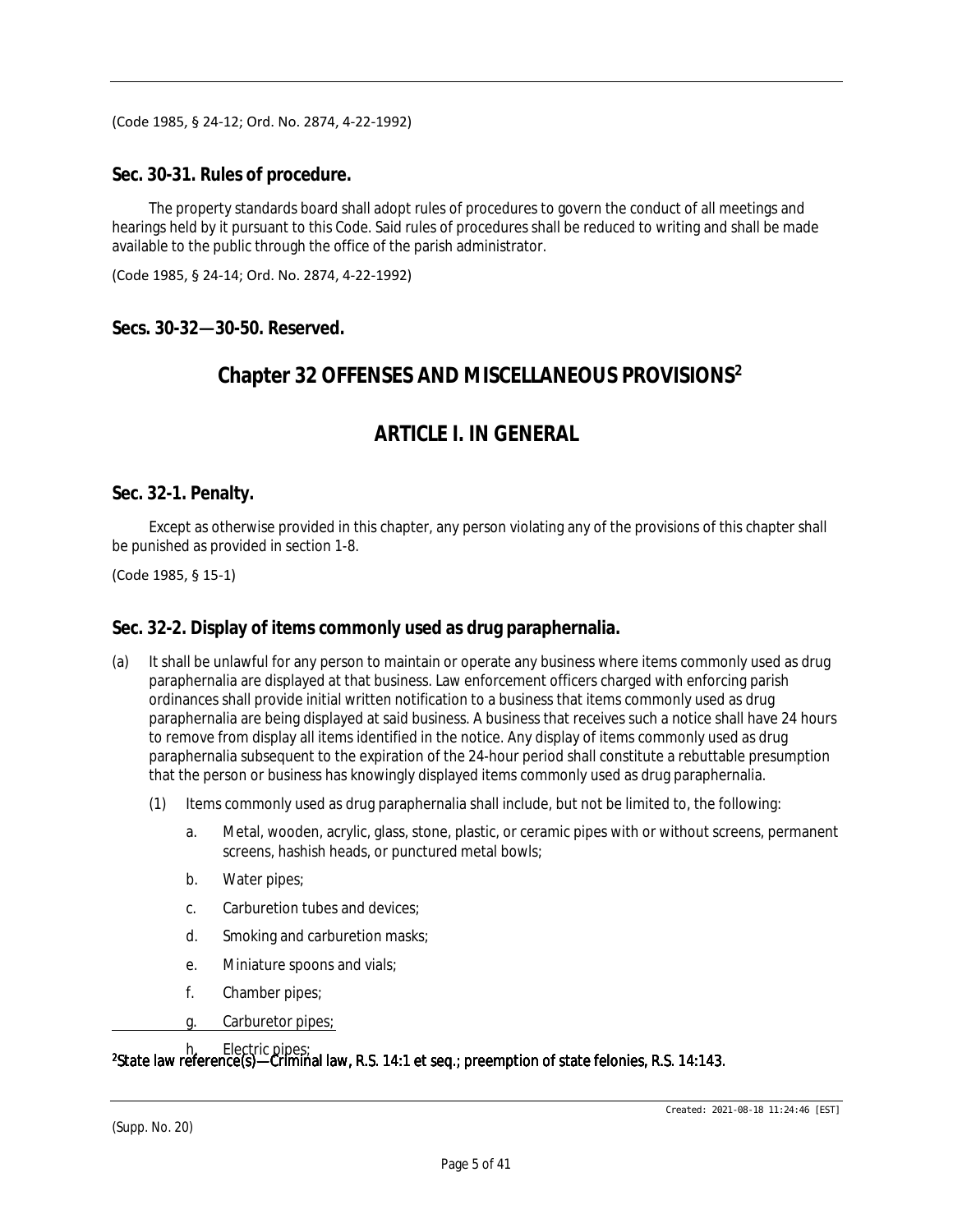(Code 1985, § 24-12; Ord. No. 2874, 4-22-1992)

### Sec. 30-31. Rules of procedure.

The property standards board shall adopt rules of procedures to govern the conduct of all meetings and hearings held by it pursuant to this Code. Said rules of procedures shall be reduced to writing and shall be made available to the public through the office of the parish administrator.

(Code 1985, § 24-14; Ord. No. 2874, 4-22-1992)

### Secs. 30-32—30-50. Reserved.

# Chapter 32 OFFENSES AND MISCELLANEOUS PROVISIONS[2]

## ARTICLE I. IN GENERAL

### Sec. 32-1. Penalty.

Except as otherwise provided in this chapter, any person violating any of the provisions of this chapter shall be punished as provided in section 1-8.

(Code 1985, § 15-1)

### Sec. 32-2. Display of items commonly used as drug paraphernalia.

(a) It shall be unlawful for any person to maintain or operate any business where items commonly used as drug paraphernalia are displayed at that business. Law enforcement officers charged with enforcing parish ordinances shall provide initial written notification to a business that items commonly used as drug paraphernalia are being displayed at said business. A business that receives such a notice shall have 24 hours to remove from display all items identified in the notice. Any display of items commonly used as drug paraphernalia subsequent to the expiration of the 24-hour period shall constitute a rebuttable presumption that the person or business has knowingly displayed items commonly used as drug paraphernalia.

   (1) Items commonly used as drug paraphernalia shall include, but not be limited to, the following:

      a. Metal, wooden, acrylic, glass, stone, plastic, or ceramic pipes with or without screens, permanent screens, hashish heads, or punctured metal bowls;

      b. Water pipes;

      c. Carburetion tubes and devices;

      d. Smoking and carburetion masks;

      e. Miniature spoons and vials;

      f. Chamber pipes;

      g. Carburetor pipes;

      h. Electric pipes;

---

[2]State law reference(s)—Criminal law, R.S. 14:1 et seq.; preemption of state felonies, R.S. 14:143.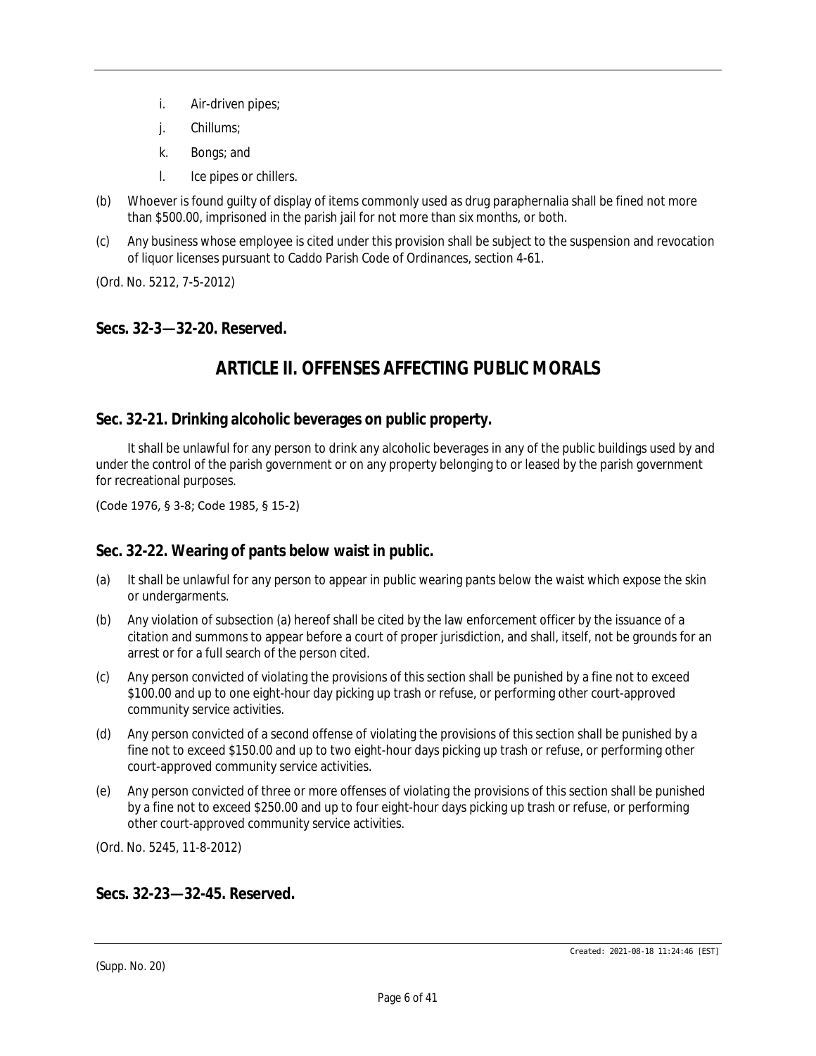i. Air-driven pipes;

j. Chillums;

k. Bongs; and

l. Ice pipes or chillers.

(b) Whoever is found guilty of display of items commonly used as drug paraphernalia shall be fined not more than $500.00, imprisoned in the parish jail for not more than six months, or both.

(c) Any business whose employee is cited under this provision shall be subject to the suspension and revocation of liquor licenses pursuant to Caddo Parish Code of Ordinances, section 4-61.

(Ord. No. 5212, 7-5-2012)

### Secs. 32-3—32-20. Reserved.

## ARTICLE II. OFFENSES AFFECTING PUBLIC MORALS

### Sec. 32-21. Drinking alcoholic beverages on public property.

It shall be unlawful for any person to drink any alcoholic beverages in any of the public buildings used by and under the control of the parish government or on any property belonging to or leased by the parish government for recreational purposes.

(Code 1976, § 3-8; Code 1985, § 15-2)

### Sec. 32-22. Wearing of pants below waist in public.

(a) It shall be unlawful for any person to appear in public wearing pants below the waist which expose the skin or undergarments.

(b) Any violation of subsection (a) hereof shall be cited by the law enforcement officer by the issuance of a citation and summons to appear before a court of proper jurisdiction, and shall, itself, not be grounds for an arrest or for a full search of the person cited.

(c) Any person convicted of violating the provisions of this section shall be punished by a fine not to exceed $100.00 and up to one eight-hour day picking up trash or refuse, or performing other court-approved community service activities.

(d) Any person convicted of a second offense of violating the provisions of this section shall be punished by a fine not to exceed $150.00 and up to two eight-hour days picking up trash or refuse, or performing other court-approved community service activities.

(e) Any person convicted of three or more offenses of violating the provisions of this section shall be punished by a fine not to exceed $250.00 and up to four eight-hour days picking up trash or refuse, or performing other court-approved community service activities.

(Ord. No. 5245, 11-8-2012)

### Secs. 32-23—32-45. Reserved.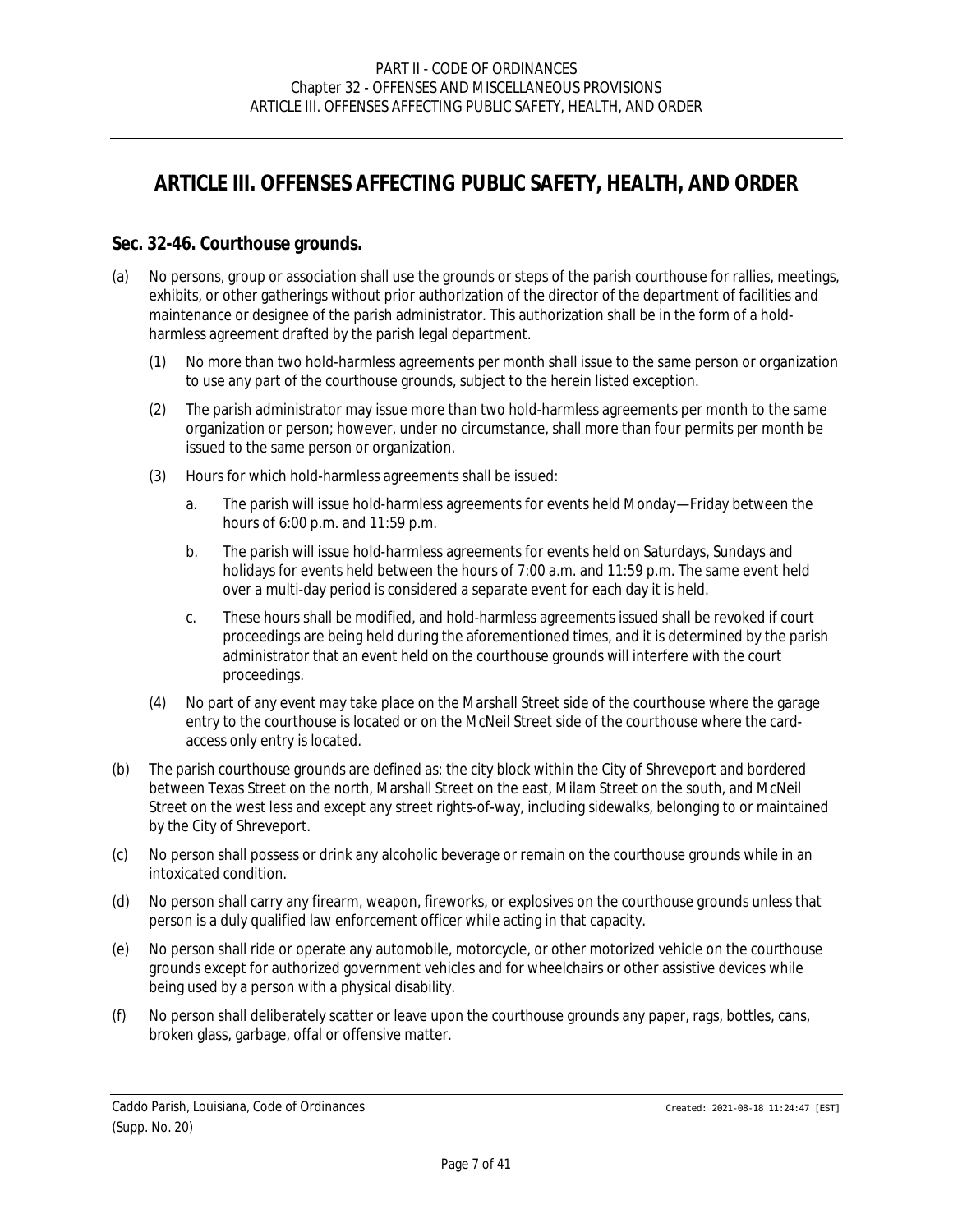# ARTICLE III. OFFENSES AFFECTING PUBLIC SAFETY, HEALTH, AND ORDER

## Sec. 32-46. Courthouse grounds.

(a) No persons, group or association shall use the grounds or steps of the parish courthouse for rallies, meetings, exhibits, or other gatherings without prior authorization of the director of the department of facilities and maintenance or designee of the parish administrator. This authorization shall be in the form of a hold-harmless agreement drafted by the parish legal department.

   (1) No more than two hold-harmless agreements per month shall issue to the same person or organization to use any part of the courthouse grounds, subject to the herein listed exception.

   (2) The parish administrator may issue more than two hold-harmless agreements per month to the same organization or person; however, under no circumstance, shall more than four permits per month be issued to the same person or organization.

   (3) Hours for which hold-harmless agreements shall be issued:

      a. The parish will issue hold-harmless agreements for events held Monday—Friday between the hours of 6:00 p.m. and 11:59 p.m.

      b. The parish will issue hold-harmless agreements for events held on Saturdays, Sundays and holidays for events held between the hours of 7:00 a.m. and 11:59 p.m. The same event held over a multi-day period is considered a separate event for each day it is held.

      c. These hours shall be modified, and hold-harmless agreements issued shall be revoked if court proceedings are being held during the aforementioned times, and it is determined by the parish administrator that an event held on the courthouse grounds will interfere with the court proceedings.

   (4) No part of any event may take place on the Marshall Street side of the courthouse where the garage entry to the courthouse is located or on the McNeil Street side of the courthouse where the card-access only entry is located.

(b) The parish courthouse grounds are defined as: the city block within the City of Shreveport and bordered between Texas Street on the north, Marshall Street on the east, Milam Street on the south, and McNeil Street on the west less and except any street rights-of-way, including sidewalks, belonging to or maintained by the City of Shreveport.

(c) No person shall possess or drink any alcoholic beverage or remain on the courthouse grounds while in an intoxicated condition.

(d) No person shall carry any firearm, weapon, fireworks, or explosives on the courthouse grounds unless that person is a duly qualified law enforcement officer while acting in that capacity.

(e) No person shall ride or operate any automobile, motorcycle, or other motorized vehicle on the courthouse grounds except for authorized government vehicles and for wheelchairs or other assistive devices while being used by a person with a physical disability.

(f) No person shall deliberately scatter or leave upon the courthouse grounds any paper, rags, bottles, cans, broken glass, garbage, offal or offensive matter.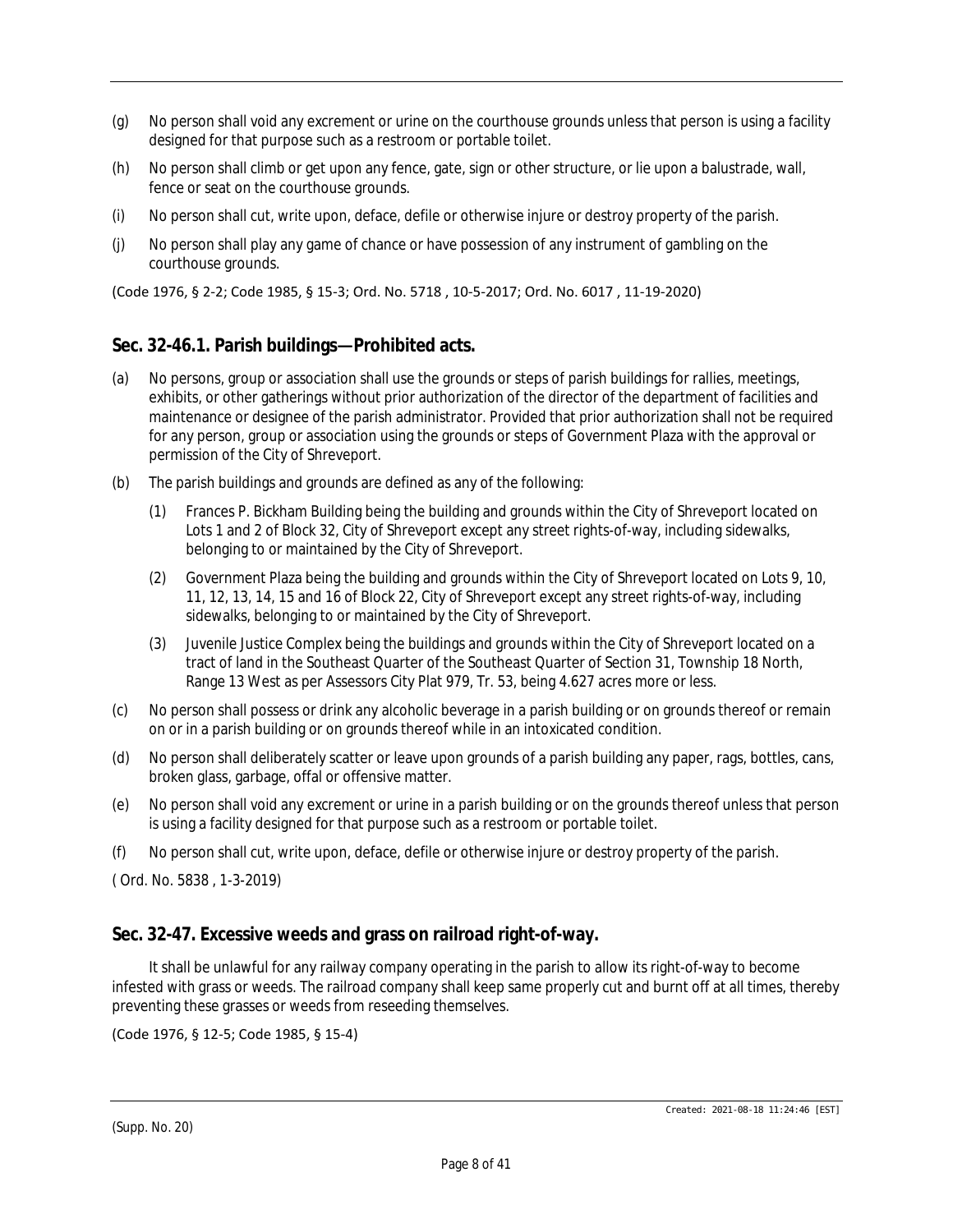(g) No person shall void any excrement or urine on the courthouse grounds unless that person is using a facility designed for that purpose such as a restroom or portable toilet.

(h) No person shall climb or get upon any fence, gate, sign or other structure, or lie upon a balustrade, wall, fence or seat on the courthouse grounds.

(i) No person shall cut, write upon, deface, defile or otherwise injure or destroy property of the parish.

(j) No person shall play any game of chance or have possession of any instrument of gambling on the courthouse grounds.

(Code 1976, § 2-2; Code 1985, § 15-3; Ord. No. 5718 , 10-5-2017; Ord. No. 6017 , 11-19-2020)

## Sec. 32-46.1. Parish buildings—Prohibited acts.

(a) No persons, group or association shall use the grounds or steps of parish buildings for rallies, meetings, exhibits, or other gatherings without prior authorization of the director of the department of facilities and maintenance or designee of the parish administrator. Provided that prior authorization shall not be required for any person, group or association using the grounds or steps of Government Plaza with the approval or permission of the City of Shreveport.

(b) The parish buildings and grounds are defined as any of the following:

   (1) Frances P. Bickham Building being the building and grounds within the City of Shreveport located on Lots 1 and 2 of Block 32, City of Shreveport except any street rights-of-way, including sidewalks, belonging to or maintained by the City of Shreveport.

   (2) Government Plaza being the building and grounds within the City of Shreveport located on Lots 9, 10, 11, 12, 13, 14, 15 and 16 of Block 22, City of Shreveport except any street rights-of-way, including sidewalks, belonging to or maintained by the City of Shreveport.

   (3) Juvenile Justice Complex being the buildings and grounds within the City of Shreveport located on a tract of land in the Southeast Quarter of the Southeast Quarter of Section 31, Township 18 North, Range 13 West as per Assessors City Plat 979, Tr. 53, being 4.627 acres more or less.

(c) No person shall possess or drink any alcoholic beverage in a parish building or on grounds thereof or remain on or in a parish building or on grounds thereof while in an intoxicated condition.

(d) No person shall deliberately scatter or leave upon grounds of a parish building any paper, rags, bottles, cans, broken glass, garbage, offal or offensive matter.

(e) No person shall void any excrement or urine in a parish building or on the grounds thereof unless that person is using a facility designed for that purpose such as a restroom or portable toilet.

(f) No person shall cut, write upon, deface, defile or otherwise injure or destroy property of the parish.

( Ord. No. 5838 , 1-3-2019)

## Sec. 32-47. Excessive weeds and grass on railroad right-of-way.

It shall be unlawful for any railway company operating in the parish to allow its right-of-way to become infested with grass or weeds. The railroad company shall keep same properly cut and burnt off at all times, thereby preventing these grasses or weeds from reseeding themselves.

(Code 1976, § 12-5; Code 1985, § 15-4)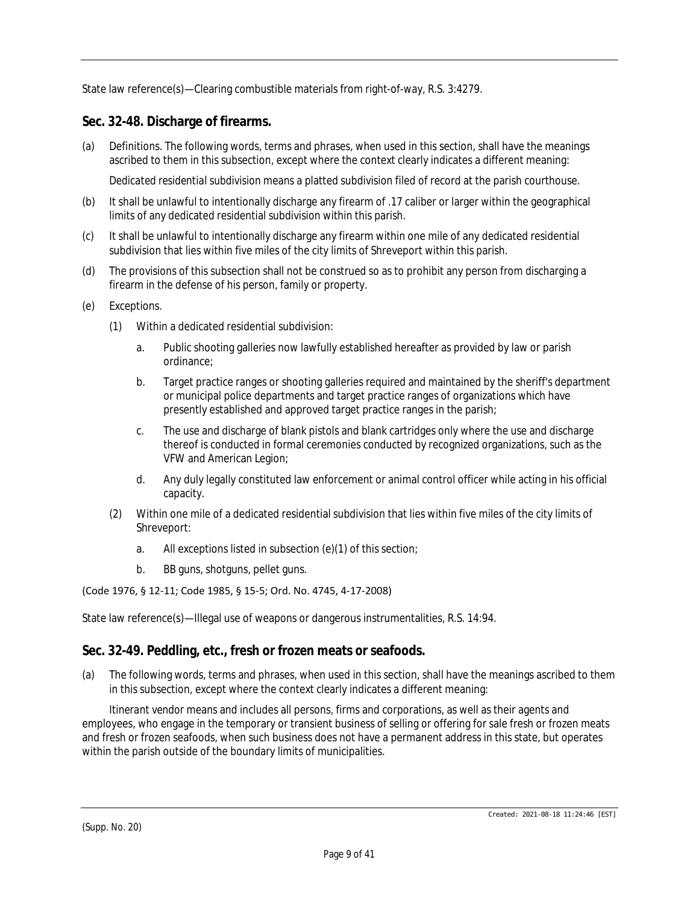State law reference(s)—Clearing combustible materials from right-of-way, R.S. 3:4279.

## Sec. 32-48. Discharge of firearms.

(a) Definitions. The following words, terms and phrases, when used in this section, shall have the meanings ascribed to them in this subsection, except where the context clearly indicates a different meaning:

*Dedicated residential subdivision* means a platted subdivision filed of record at the parish courthouse.

(b) It shall be unlawful to intentionally discharge any firearm of .17 caliber or larger within the geographical limits of any dedicated residential subdivision within this parish.

(c) It shall be unlawful to intentionally discharge any firearm within one mile of any dedicated residential subdivision that lies within five miles of the city limits of Shreveport within this parish.

(d) The provisions of this subsection shall not be construed so as to prohibit any person from discharging a firearm in the defense of his person, family or property.

(e) Exceptions.

  (1) Within a dedicated residential subdivision:

    a. Public shooting galleries now lawfully established hereafter as provided by law or parish ordinance;

    b. Target practice ranges or shooting galleries required and maintained by the sheriff's department or municipal police departments and target practice ranges of organizations which have presently established and approved target practice ranges in the parish;

    c. The use and discharge of blank pistols and blank cartridges only where the use and discharge thereof is conducted in formal ceremonies conducted by recognized organizations, such as the VFW and American Legion;

    d. Any duly legally constituted law enforcement or animal control officer while acting in his official capacity.

  (2) Within one mile of a dedicated residential subdivision that lies within five miles of the city limits of Shreveport:

    a. All exceptions listed in subsection (e)(1) of this section;

    b. BB guns, shotguns, pellet guns.

(Code 1976, § 12-11; Code 1985, § 15-5; Ord. No. 4745, 4-17-2008)

State law reference(s)—Illegal use of weapons or dangerous instrumentalities, R.S. 14:94.

## Sec. 32-49. Peddling, etc., fresh or frozen meats or seafoods.

(a) The following words, terms and phrases, when used in this section, shall have the meanings ascribed to them in this subsection, except where the context clearly indicates a different meaning:

*Itinerant vendor* means and includes all persons, firms and corporations, as well as their agents and employees, who engage in the temporary or transient business of selling or offering for sale fresh or frozen meats and fresh or frozen seafoods, when such business does not have a permanent address in this state, but operates within the parish outside of the boundary limits of municipalities.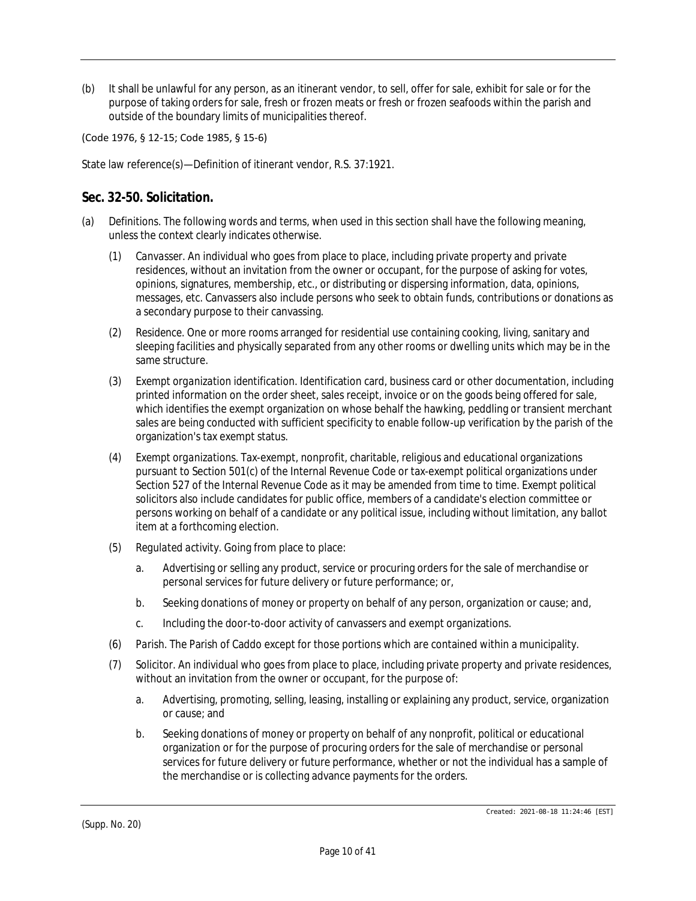(b) It shall be unlawful for any person, as an itinerant vendor, to sell, offer for sale, exhibit for sale or for the purpose of taking orders for sale, fresh or frozen meats or fresh or frozen seafoods within the parish and outside of the boundary limits of municipalities thereof.

(Code 1976, § 12-15; Code 1985, § 15-6)

State law reference(s)—Definition of itinerant vendor, R.S. 37:1921.

## Sec. 32-50. Solicitation.

(a) Definitions. The following words and terms, when used in this section shall have the following meaning, unless the context clearly indicates otherwise.

(1) *Canvasser.* An individual who goes from place to place, including private property and private residences, without an invitation from the owner or occupant, for the purpose of asking for votes, opinions, signatures, membership, etc., or distributing or dispersing information, data, opinions, messages, etc. Canvassers also include persons who seek to obtain funds, contributions or donations as a secondary purpose to their canvassing.

(2) *Residence.* One or more rooms arranged for residential use containing cooking, living, sanitary and sleeping facilities and physically separated from any other rooms or dwelling units which may be in the same structure.

(3) *Exempt organization identification.* Identification card, business card or other documentation, including printed information on the order sheet, sales receipt, invoice or on the goods being offered for sale, which identifies the exempt organization on whose behalf the hawking, peddling or transient merchant sales are being conducted with sufficient specificity to enable follow-up verification by the parish of the organization's tax exempt status.

(4) *Exempt organizations.* Tax-exempt, nonprofit, charitable, religious and educational organizations pursuant to Section 501(c) of the Internal Revenue Code or tax-exempt political organizations under Section 527 of the Internal Revenue Code as it may be amended from time to time. Exempt political solicitors also include candidates for public office, members of a candidate's election committee or persons working on behalf of a candidate or any political issue, including without limitation, any ballot item at a forthcoming election.

(5) *Regulated activity.* Going from place to place:

   a. Advertising or selling any product, service or procuring orders for the sale of merchandise or personal services for future delivery or future performance; or,

   b. Seeking donations of money or property on behalf of any person, organization or cause; and,

   c. Including the door-to-door activity of canvassers and exempt organizations.

(6) *Parish.* The Parish of Caddo except for those portions which are contained within a municipality.

(7) *Solicitor.* An individual who goes from place to place, including private property and private residences, without an invitation from the owner or occupant, for the purpose of:

   a. Advertising, promoting, selling, leasing, installing or explaining any product, service, organization or cause; and

   b. Seeking donations of money or property on behalf of any nonprofit, political or educational organization or for the purpose of procuring orders for the sale of merchandise or personal services for future delivery or future performance, whether or not the individual has a sample of the merchandise or is collecting advance payments for the orders.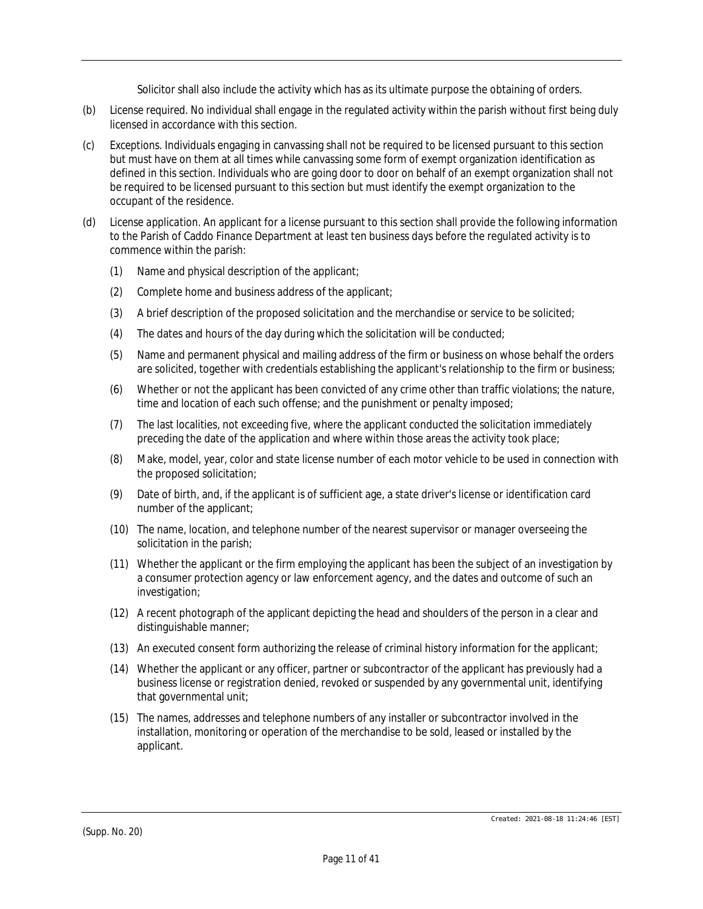Solicitor shall also include the activity which has as its ultimate purpose the obtaining of orders.

(b) License required. No individual shall engage in the regulated activity within the parish without first being duly licensed in accordance with this section.

(c) Exceptions. Individuals engaging in canvassing shall not be required to be licensed pursuant to this section but must have on them at all times while canvassing some form of exempt organization identification as defined in this section. Individuals who are going door to door on behalf of an exempt organization shall not be required to be licensed pursuant to this section but must identify the exempt organization to the occupant of the residence.

(d) License application. An applicant for a license pursuant to this section shall provide the following information to the Parish of Caddo Finance Department at least ten business days before the regulated activity is to commence within the parish:

   (1) Name and physical description of the applicant;

   (2) Complete home and business address of the applicant;

   (3) A brief description of the proposed solicitation and the merchandise or service to be solicited;

   (4) The dates and hours of the day during which the solicitation will be conducted;

   (5) Name and permanent physical and mailing address of the firm or business on whose behalf the orders are solicited, together with credentials establishing the applicant's relationship to the firm or business;

   (6) Whether or not the applicant has been convicted of any crime other than traffic violations; the nature, time and location of each such offense; and the punishment or penalty imposed;

   (7) The last localities, not exceeding five, where the applicant conducted the solicitation immediately preceding the date of the application and where within those areas the activity took place;

   (8) Make, model, year, color and state license number of each motor vehicle to be used in connection with the proposed solicitation;

   (9) Date of birth, and, if the applicant is of sufficient age, a state driver's license or identification card number of the applicant;

   (10) The name, location, and telephone number of the nearest supervisor or manager overseeing the solicitation in the parish;

   (11) Whether the applicant or the firm employing the applicant has been the subject of an investigation by a consumer protection agency or law enforcement agency, and the dates and outcome of such an investigation;

   (12) A recent photograph of the applicant depicting the head and shoulders of the person in a clear and distinguishable manner;

   (13) An executed consent form authorizing the release of criminal history information for the applicant;

   (14) Whether the applicant or any officer, partner or subcontractor of the applicant has previously had a business license or registration denied, revoked or suspended by any governmental unit, identifying that governmental unit;

   (15) The names, addresses and telephone numbers of any installer or subcontractor involved in the installation, monitoring or operation of the merchandise to be sold, leased or installed by the applicant.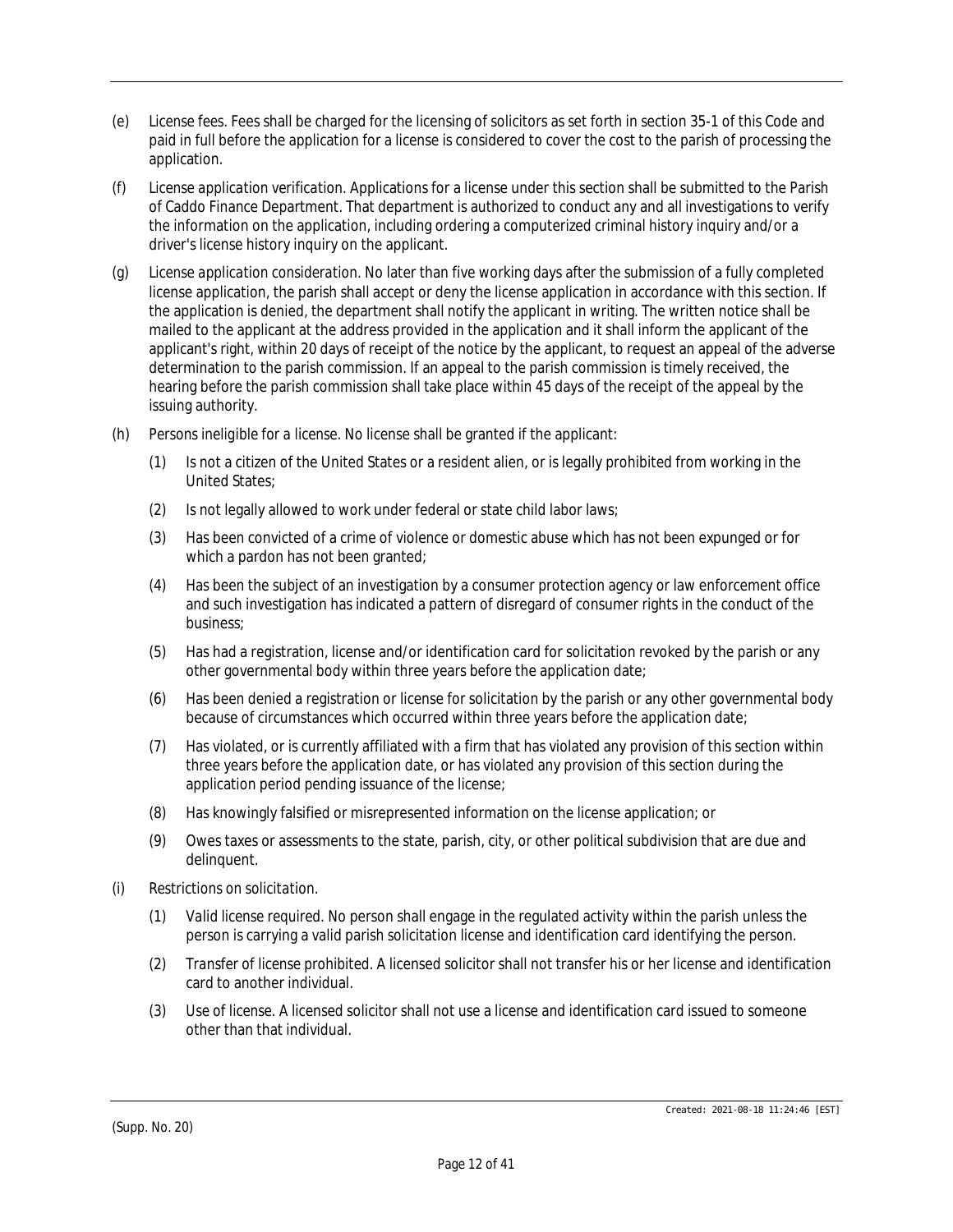(e) License fees. Fees shall be charged for the licensing of solicitors as set forth in section 35-1 of this Code and paid in full before the application for a license is considered to cover the cost to the parish of processing the application.

(f) *License application verification.* Applications for a license under this section shall be submitted to the Parish of Caddo Finance Department. That department is authorized to conduct any and all investigations to verify the information on the application, including ordering a computerized criminal history inquiry and/or a driver's license history inquiry on the applicant.

(g) *License application consideration.* No later than five working days after the submission of a fully completed license application, the parish shall accept or deny the license application in accordance with this section. If the application is denied, the department shall notify the applicant in writing. The written notice shall be mailed to the applicant at the address provided in the application and it shall inform the applicant of the applicant's right, within 20 days of receipt of the notice by the applicant, to request an appeal of the adverse determination to the parish commission. If an appeal to the parish commission is timely received, the hearing before the parish commission shall take place within 45 days of the receipt of the appeal by the issuing authority.

(h) Persons ineligible for a license. No license shall be granted if the applicant:

(1) Is not a citizen of the United States or a resident alien, or is legally prohibited from working in the United States;

(2) Is not legally allowed to work under federal or state child labor laws;

(3) Has been convicted of a crime of violence or domestic abuse which has not been expunged or for which a pardon has not been granted;

(4) Has been the subject of an investigation by a consumer protection agency or law enforcement office and such investigation has indicated a pattern of disregard of consumer rights in the conduct of the business;

(5) Has had a registration, license and/or identification card for solicitation revoked by the parish or any other governmental body within three years before the application date;

(6) Has been denied a registration or license for solicitation by the parish or any other governmental body because of circumstances which occurred within three years before the application date;

(7) Has violated, or is currently affiliated with a firm that has violated any provision of this section within three years before the application date, or has violated any provision of this section during the application period pending issuance of the license;

(8) Has knowingly falsified or misrepresented information on the license application; or

(9) Owes taxes or assessments to the state, parish, city, or other political subdivision that are due and delinquent.

(i) *Restrictions on solicitation.*

(1) *Valid license required.* No person shall engage in the regulated activity within the parish unless the person is carrying a valid parish solicitation license and identification card identifying the person.

(2) *Transfer of license prohibited.* A licensed solicitor shall not transfer his or her license and identification card to another individual.

(3) *Use of license.* A licensed solicitor shall not use a license and identification card issued to someone other than that individual.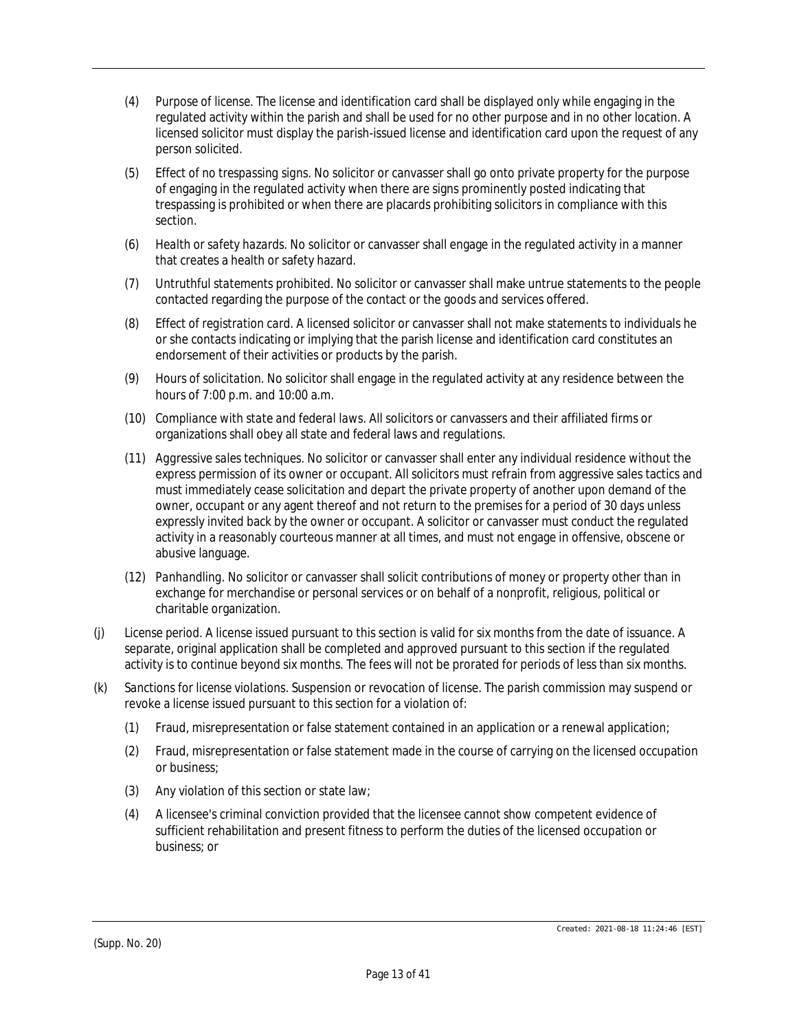(4) *Purpose of license.* The license and identification card shall be displayed only while engaging in the regulated activity within the parish and shall be used for no other purpose and in no other location. A licensed solicitor must display the parish-issued license and identification card upon the request of any person solicited.

(5) *Effect of no trespassing signs.* No solicitor or canvasser shall go onto private property for the purpose of engaging in the regulated activity when there are signs prominently posted indicating that trespassing is prohibited or when there are placards prohibiting solicitors in compliance with this section.

(6) *Health or safety hazards.* No solicitor or canvasser shall engage in the regulated activity in a manner that creates a health or safety hazard.

(7) *Untruthful statements prohibited.* No solicitor or canvasser shall make untrue statements to the people contacted regarding the purpose of the contact or the goods and services offered.

(8) *Effect of registration card.* A licensed solicitor or canvasser shall not make statements to individuals he or she contacts indicating or implying that the parish license and identification card constitutes an endorsement of their activities or products by the parish.

(9) *Hours of solicitation.* No solicitor shall engage in the regulated activity at any residence between the hours of 7:00 p.m. and 10:00 a.m.

(10) *Compliance with state and federal laws.* All solicitors or canvassers and their affiliated firms or organizations shall obey all state and federal laws and regulations.

(11) *Aggressive sales techniques.* No solicitor or canvasser shall enter any individual residence without the express permission of its owner or occupant. All solicitors must refrain from aggressive sales tactics and must immediately cease solicitation and depart the private property of another upon demand of the owner, occupant or any agent thereof and not return to the premises for a period of 30 days unless expressly invited back by the owner or occupant. A solicitor or canvasser must conduct the regulated activity in a reasonably courteous manner at all times, and must not engage in offensive, obscene or abusive language.

(12) *Panhandling.* No solicitor or canvasser shall solicit contributions of money or property other than in exchange for merchandise or personal services or on behalf of a nonprofit, religious, political or charitable organization.

(j) *License period.* A license issued pursuant to this section is valid for six months from the date of issuance. A separate, original application shall be completed and approved pursuant to this section if the regulated activity is to continue beyond six months. The fees will not be prorated for periods of less than six months.

(k) *Sanctions for license violations. Suspension or revocation of license.* The parish commission may suspend or revoke a license issued pursuant to this section for a violation of:

(1) Fraud, misrepresentation or false statement contained in an application or a renewal application;

(2) Fraud, misrepresentation or false statement made in the course of carrying on the licensed occupation or business;

(3) Any violation of this section or state law;

(4) A licensee's criminal conviction provided that the licensee cannot show competent evidence of sufficient rehabilitation and present fitness to perform the duties of the licensed occupation or business; or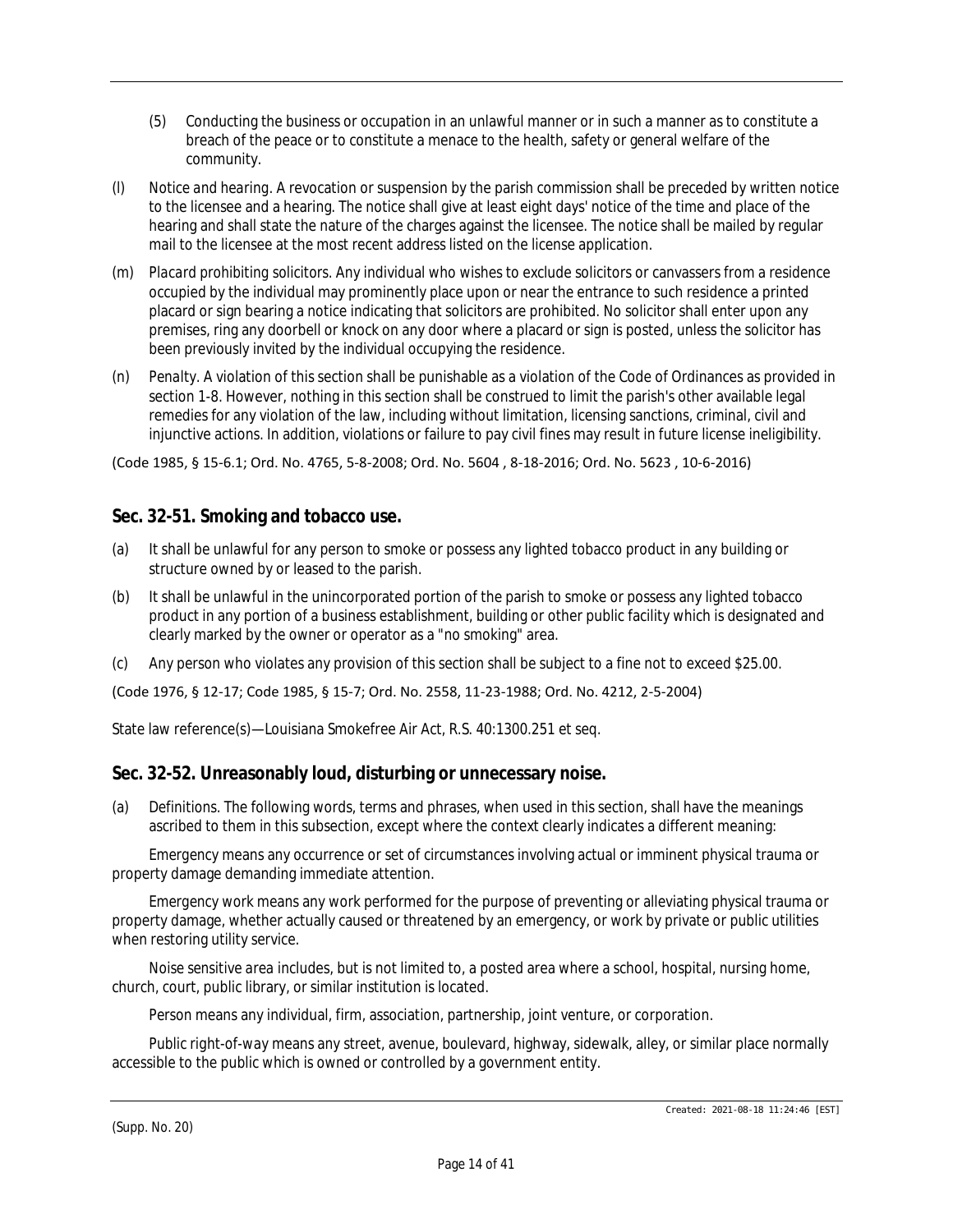(5) Conducting the business or occupation in an unlawful manner or in such a manner as to constitute a breach of the peace or to constitute a menace to the health, safety or general welfare of the community.

(l) *Notice and hearing.* A revocation or suspension by the parish commission shall be preceded by written notice to the licensee and a hearing. The notice shall give at least eight days' notice of the time and place of the hearing and shall state the nature of the charges against the licensee. The notice shall be mailed by regular mail to the licensee at the most recent address listed on the license application.

(m) *Placard prohibiting solicitors.* Any individual who wishes to exclude solicitors or canvassers from a residence occupied by the individual may prominently place upon or near the entrance to such residence a printed placard or sign bearing a notice indicating that solicitors are prohibited. No solicitor shall enter upon any premises, ring any doorbell or knock on any door where a placard or sign is posted, unless the solicitor has been previously invited by the individual occupying the residence.

(n) *Penalty.* A violation of this section shall be punishable as a violation of the Code of Ordinances as provided in section 1-8. However, nothing in this section shall be construed to limit the parish's other available legal remedies for any violation of the law, including without limitation, licensing sanctions, criminal, civil and injunctive actions. In addition, violations or failure to pay civil fines may result in future license ineligibility.

(Code 1985, § 15-6.1; Ord. No. 4765, 5-8-2008; Ord. No. 5604 , 8-18-2016; Ord. No. 5623 , 10-6-2016)

## Sec. 32-51. Smoking and tobacco use.

(a) It shall be unlawful for any person to smoke or possess any lighted tobacco product in any building or structure owned by or leased to the parish.

(b) It shall be unlawful in the unincorporated portion of the parish to smoke or possess any lighted tobacco product in any portion of a business establishment, building or other public facility which is designated and clearly marked by the owner or operator as a "no smoking" area.

(c) Any person who violates any provision of this section shall be subject to a fine not to exceed $25.00.

(Code 1976, § 12-17; Code 1985, § 15-7; Ord. No. 2558, 11-23-1988; Ord. No. 4212, 2-5-2004)

State law reference(s)—Louisiana Smokefree Air Act, R.S. 40:1300.251 et seq.

## Sec. 32-52. Unreasonably loud, disturbing or unnecessary noise.

(a) *Definitions.* The following words, terms and phrases, when used in this section, shall have the meanings ascribed to them in this subsection, except where the context clearly indicates a different meaning:

*Emergency* means any occurrence or set of circumstances involving actual or imminent physical trauma or property damage demanding immediate attention.

*Emergency work* means any work performed for the purpose of preventing or alleviating physical trauma or property damage, whether actually caused or threatened by an emergency, or work by private or public utilities when restoring utility service.

*Noise sensitive area* includes, but is not limited to, a posted area where a school, hospital, nursing home, church, court, public library, or similar institution is located.

*Person* means any individual, firm, association, partnership, joint venture, or corporation.

*Public right-of-way* means any street, avenue, boulevard, highway, sidewalk, alley, or similar place normally accessible to the public which is owned or controlled by a government entity.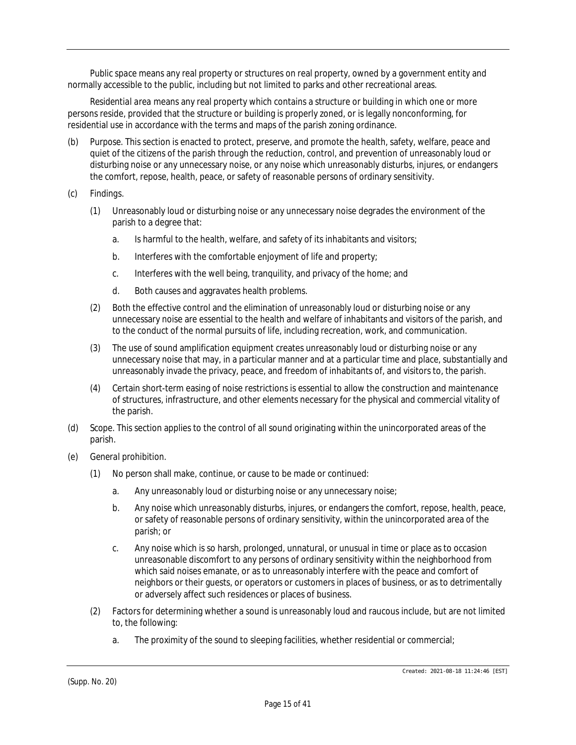*Public space* means any real property or structures on real property, owned by a government entity and normally accessible to the public, including but not limited to parks and other recreational areas.

*Residential area* means any real property which contains a structure or building in which one or more persons reside, provided that the structure or building is properly zoned, or is legally nonconforming, for residential use in accordance with the terms and maps of the parish zoning ordinance.

(b) *Purpose.* This section is enacted to protect, preserve, and promote the health, safety, welfare, peace and quiet of the citizens of the parish through the reduction, control, and prevention of unreasonably loud or disturbing noise or any unnecessary noise, or any noise which unreasonably disturbs, injures, or endangers the comfort, repose, health, peace, or safety of reasonable persons of ordinary sensitivity.

(c) *Findings.*

(1) Unreasonably loud or disturbing noise or any unnecessary noise degrades the environment of the parish to a degree that:

a. Is harmful to the health, welfare, and safety of its inhabitants and visitors;

b. Interferes with the comfortable enjoyment of life and property;

c. Interferes with the well being, tranquility, and privacy of the home; and

d. Both causes and aggravates health problems.

(2) Both the effective control and the elimination of unreasonably loud or disturbing noise or any unnecessary noise are essential to the health and welfare of inhabitants and visitors of the parish, and to the conduct of the normal pursuits of life, including recreation, work, and communication.

(3) The use of sound amplification equipment creates unreasonably loud or disturbing noise or any unnecessary noise that may, in a particular manner and at a particular time and place, substantially and unreasonably invade the privacy, peace, and freedom of inhabitants of, and visitors to, the parish.

(4) Certain short-term easing of noise restrictions is essential to allow the construction and maintenance of structures, infrastructure, and other elements necessary for the physical and commercial vitality of the parish.

(d) *Scope.* This section applies to the control of all sound originating within the unincorporated areas of the parish.

(e) *General prohibition.*

(1) No person shall make, continue, or cause to be made or continued:

a. Any unreasonably loud or disturbing noise or any unnecessary noise;

b. Any noise which unreasonably disturbs, injures, or endangers the comfort, repose, health, peace, or safety of reasonable persons of ordinary sensitivity, within the unincorporated area of the parish; or

c. Any noise which is so harsh, prolonged, unnatural, or unusual in time or place as to occasion unreasonable discomfort to any persons of ordinary sensitivity within the neighborhood from which said noises emanate, or as to unreasonably interfere with the peace and comfort of neighbors or their guests, or operators or customers in places of business, or as to detrimentally or adversely affect such residences or places of business.

(2) Factors for determining whether a sound is unreasonably loud and raucous include, but are not limited to, the following:

a. The proximity of the sound to sleeping facilities, whether residential or commercial;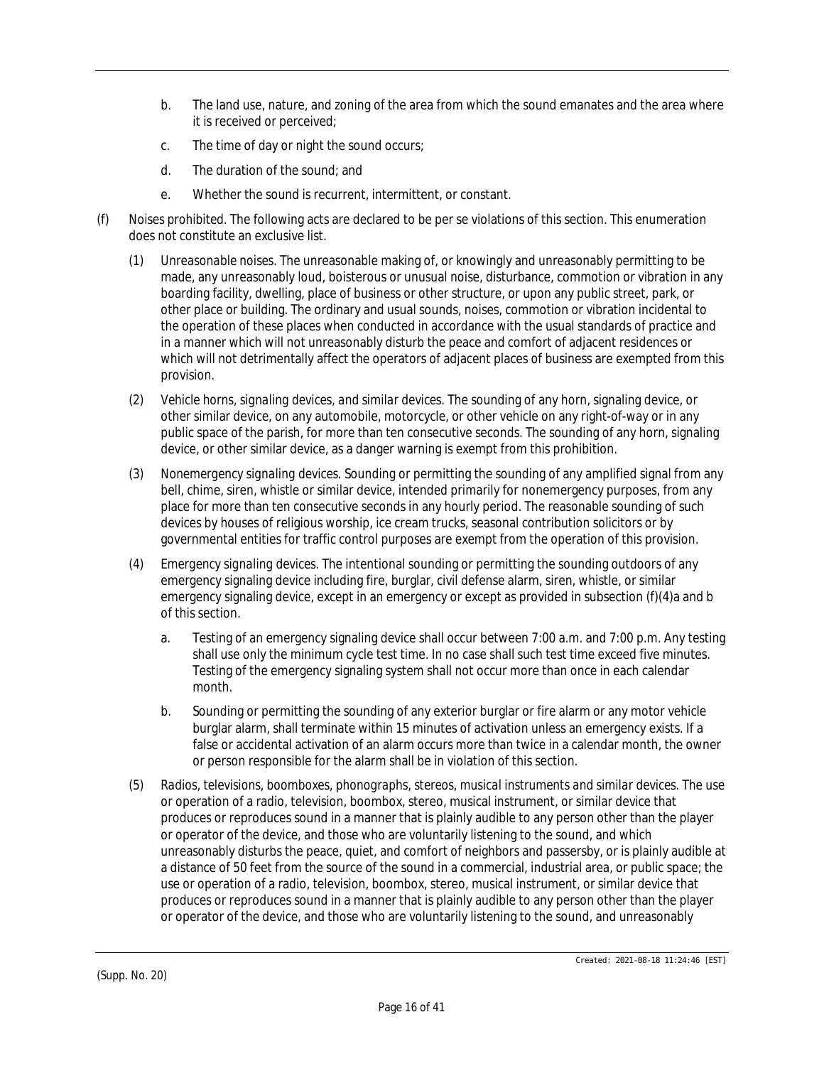b. The land use, nature, and zoning of the area from which the sound emanates and the area where it is received or perceived;

c. The time of day or night the sound occurs;

d. The duration of the sound; and

e. Whether the sound is recurrent, intermittent, or constant.

(f) Noises prohibited. The following acts are declared to be per se violations of this section. This enumeration does not constitute an exclusive list.

(1) *Unreasonable noises.* The unreasonable making of, or knowingly and unreasonably permitting to be made, any unreasonably loud, boisterous or unusual noise, disturbance, commotion or vibration in any boarding facility, dwelling, place of business or other structure, or upon any public street, park, or other place or building. The ordinary and usual sounds, noises, commotion or vibration incidental to the operation of these places when conducted in accordance with the usual standards of practice and in a manner which will not unreasonably disturb the peace and comfort of adjacent residences or which will not detrimentally affect the operators of adjacent places of business are exempted from this provision.

(2) *Vehicle horns, signaling devices, and similar devices.* The sounding of any horn, signaling device, or other similar device, on any automobile, motorcycle, or other vehicle on any right-of-way or in any public space of the parish, for more than ten consecutive seconds. The sounding of any horn, signaling device, or other similar device, as a danger warning is exempt from this prohibition.

(3) *Nonemergency signaling devices.* Sounding or permitting the sounding of any amplified signal from any bell, chime, siren, whistle or similar device, intended primarily for nonemergency purposes, from any place for more than ten consecutive seconds in any hourly period. The reasonable sounding of such devices by houses of religious worship, ice cream trucks, seasonal contribution solicitors or by governmental entities for traffic control purposes are exempt from the operation of this provision.

(4) *Emergency signaling devices.* The intentional sounding or permitting the sounding outdoors of any emergency signaling device including fire, burglar, civil defense alarm, siren, whistle, or similar emergency signaling device, except in an emergency or except as provided in subsection (f)(4)a and b of this section.

a. Testing of an emergency signaling device shall occur between 7:00 a.m. and 7:00 p.m. Any testing shall use only the minimum cycle test time. In no case shall such test time exceed five minutes. Testing of the emergency signaling system shall not occur more than once in each calendar month.

b. Sounding or permitting the sounding of any exterior burglar or fire alarm or any motor vehicle burglar alarm, shall terminate within 15 minutes of activation unless an emergency exists. If a false or accidental activation of an alarm occurs more than twice in a calendar month, the owner or person responsible for the alarm shall be in violation of this section.

(5) *Radios, televisions, boomboxes, phonographs, stereos, musical instruments and similar devices.* The use or operation of a radio, television, boombox, stereo, musical instrument, or similar device that produces or reproduces sound in a manner that is plainly audible to any person other than the player or operator of the device, and those who are voluntarily listening to the sound, and which unreasonably disturbs the peace, quiet, and comfort of neighbors and passersby, or is plainly audible at a distance of 50 feet from the source of the sound in a commercial, industrial area, or public space; the use or operation of a radio, television, boombox, stereo, musical instrument, or similar device that produces or reproduces sound in a manner that is plainly audible to any person other than the player or operator of the device, and those who are voluntarily listening to the sound, and unreasonably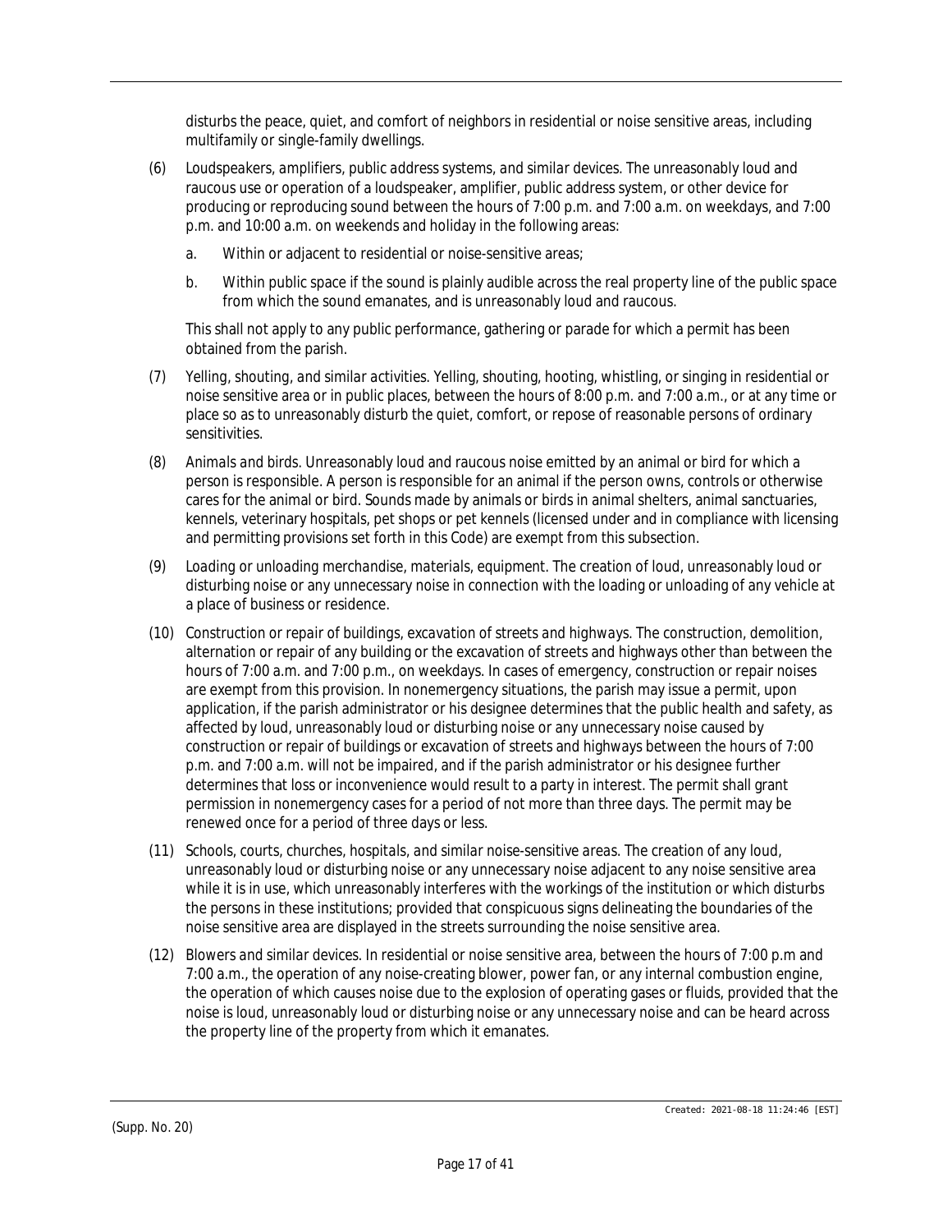disturbs the peace, quiet, and comfort of neighbors in residential or noise sensitive areas, including multifamily or single-family dwellings.

(6) *Loudspeakers, amplifiers, public address systems, and similar devices.* The unreasonably loud and raucous use or operation of a loudspeaker, amplifier, public address system, or other device for producing or reproducing sound between the hours of 7:00 p.m. and 7:00 a.m. on weekdays, and 7:00 p.m. and 10:00 a.m. on weekends and holiday in the following areas:

   a. Within or adjacent to residential or noise-sensitive areas;

   b. Within public space if the sound is plainly audible across the real property line of the public space from which the sound emanates, and is unreasonably loud and raucous.

   This shall not apply to any public performance, gathering or parade for which a permit has been obtained from the parish.

(7) *Yelling, shouting, and similar activities.* Yelling, shouting, hooting, whistling, or singing in residential or noise sensitive area or in public places, between the hours of 8:00 p.m. and 7:00 a.m., or at any time or place so as to unreasonably disturb the quiet, comfort, or repose of reasonable persons of ordinary sensitivities.

(8) *Animals and birds.* Unreasonably loud and raucous noise emitted by an animal or bird for which a person is responsible. A person is responsible for an animal if the person owns, controls or otherwise cares for the animal or bird. Sounds made by animals or birds in animal shelters, animal sanctuaries, kennels, veterinary hospitals, pet shops or pet kennels (licensed under and in compliance with licensing and permitting provisions set forth in this Code) are exempt from this subsection.

(9) *Loading or unloading merchandise, materials, equipment.* The creation of loud, unreasonably loud or disturbing noise or any unnecessary noise in connection with the loading or unloading of any vehicle at a place of business or residence.

(10) *Construction or repair of buildings, excavation of streets and highways.* The construction, demolition, alternation or repair of any building or the excavation of streets and highways other than between the hours of 7:00 a.m. and 7:00 p.m., on weekdays. In cases of emergency, construction or repair noises are exempt from this provision. In nonemergency situations, the parish may issue a permit, upon application, if the parish administrator or his designee determines that the public health and safety, as affected by loud, unreasonably loud or disturbing noise or any unnecessary noise caused by construction or repair of buildings or excavation of streets and highways between the hours of 7:00 p.m. and 7:00 a.m. will not be impaired, and if the parish administrator or his designee further determines that loss or inconvenience would result to a party in interest. The permit shall grant permission in nonemergency cases for a period of not more than three days. The permit may be renewed once for a period of three days or less.

(11) *Schools, courts, churches, hospitals, and similar noise-sensitive areas.* The creation of any loud, unreasonably loud or disturbing noise or any unnecessary noise adjacent to any noise sensitive area while it is in use, which unreasonably interferes with the workings of the institution or which disturbs the persons in these institutions; provided that conspicuous signs delineating the boundaries of the noise sensitive area are displayed in the streets surrounding the noise sensitive area.

(12) *Blowers and similar devices.* In residential or noise sensitive area, between the hours of 7:00 p.m and 7:00 a.m., the operation of any noise-creating blower, power fan, or any internal combustion engine, the operation of which causes noise due to the explosion of operating gases or fluids, provided that the noise is loud, unreasonably loud or disturbing noise or any unnecessary noise and can be heard across the property line of the property from which it emanates.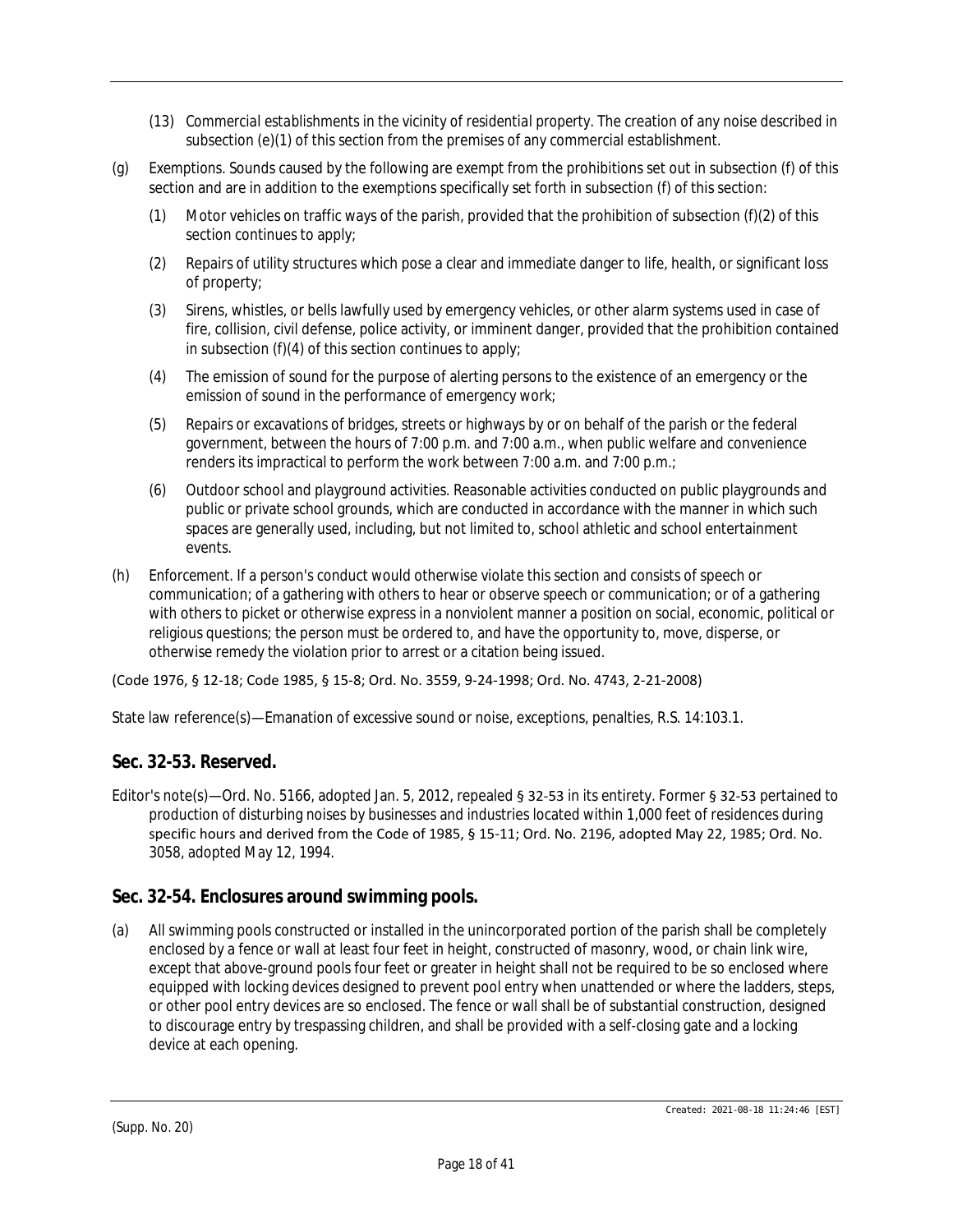(13) *Commercial establishments in the vicinity of residential property.* The creation of any noise described in subsection (e)(1) of this section from the premises of any commercial establishment.

(g) *Exemptions.* Sounds caused by the following are exempt from the prohibitions set out in subsection (f) of this section and are in addition to the exemptions specifically set forth in subsection (f) of this section:

(1) Motor vehicles on traffic ways of the parish, provided that the prohibition of subsection (f)(2) of this section continues to apply;

(2) Repairs of utility structures which pose a clear and immediate danger to life, health, or significant loss of property;

(3) Sirens, whistles, or bells lawfully used by emergency vehicles, or other alarm systems used in case of fire, collision, civil defense, police activity, or imminent danger, provided that the prohibition contained in subsection (f)(4) of this section continues to apply;

(4) The emission of sound for the purpose of alerting persons to the existence of an emergency or the emission of sound in the performance of emergency work;

(5) Repairs or excavations of bridges, streets or highways by or on behalf of the parish or the federal government, between the hours of 7:00 p.m. and 7:00 a.m., when public welfare and convenience renders its impractical to perform the work between 7:00 a.m. and 7:00 p.m.;

(6) *Outdoor school and playground activities.* Reasonable activities conducted on public playgrounds and public or private school grounds, which are conducted in accordance with the manner in which such spaces are generally used, including, but not limited to, school athletic and school entertainment events.

(h) *Enforcement.* If a person's conduct would otherwise violate this section and consists of speech or communication; of a gathering with others to hear or observe speech or communication; or of a gathering with others to picket or otherwise express in a nonviolent manner a position on social, economic, political or religious questions; the person must be ordered to, and have the opportunity to, move, disperse, or otherwise remedy the violation prior to arrest or a citation being issued.

(Code 1976, § 12-18; Code 1985, § 15-8; Ord. No. 3559, 9-24-1998; Ord. No. 4743, 2-21-2008)

State law reference(s)—Emanation of excessive sound or noise, exceptions, penalties, R.S. 14:103.1.

## Sec. 32-53. Reserved.

Editor's note(s)—Ord. No. 5166, adopted Jan. 5, 2012, repealed § 32-53 in its entirety. Former § 32-53 pertained to production of disturbing noises by businesses and industries located within 1,000 feet of residences during specific hours and derived from the Code of 1985, § 15-11; Ord. No. 2196, adopted May 22, 1985; Ord. No. 3058, adopted May 12, 1994.

## Sec. 32-54. Enclosures around swimming pools.

(a) All swimming pools constructed or installed in the unincorporated portion of the parish shall be completely enclosed by a fence or wall at least four feet in height, constructed of masonry, wood, or chain link wire, except that above-ground pools four feet or greater in height shall not be required to be so enclosed where equipped with locking devices designed to prevent pool entry when unattended or where the ladders, steps, or other pool entry devices are so enclosed. The fence or wall shall be of substantial construction, designed to discourage entry by trespassing children, and shall be provided with a self-closing gate and a locking device at each opening.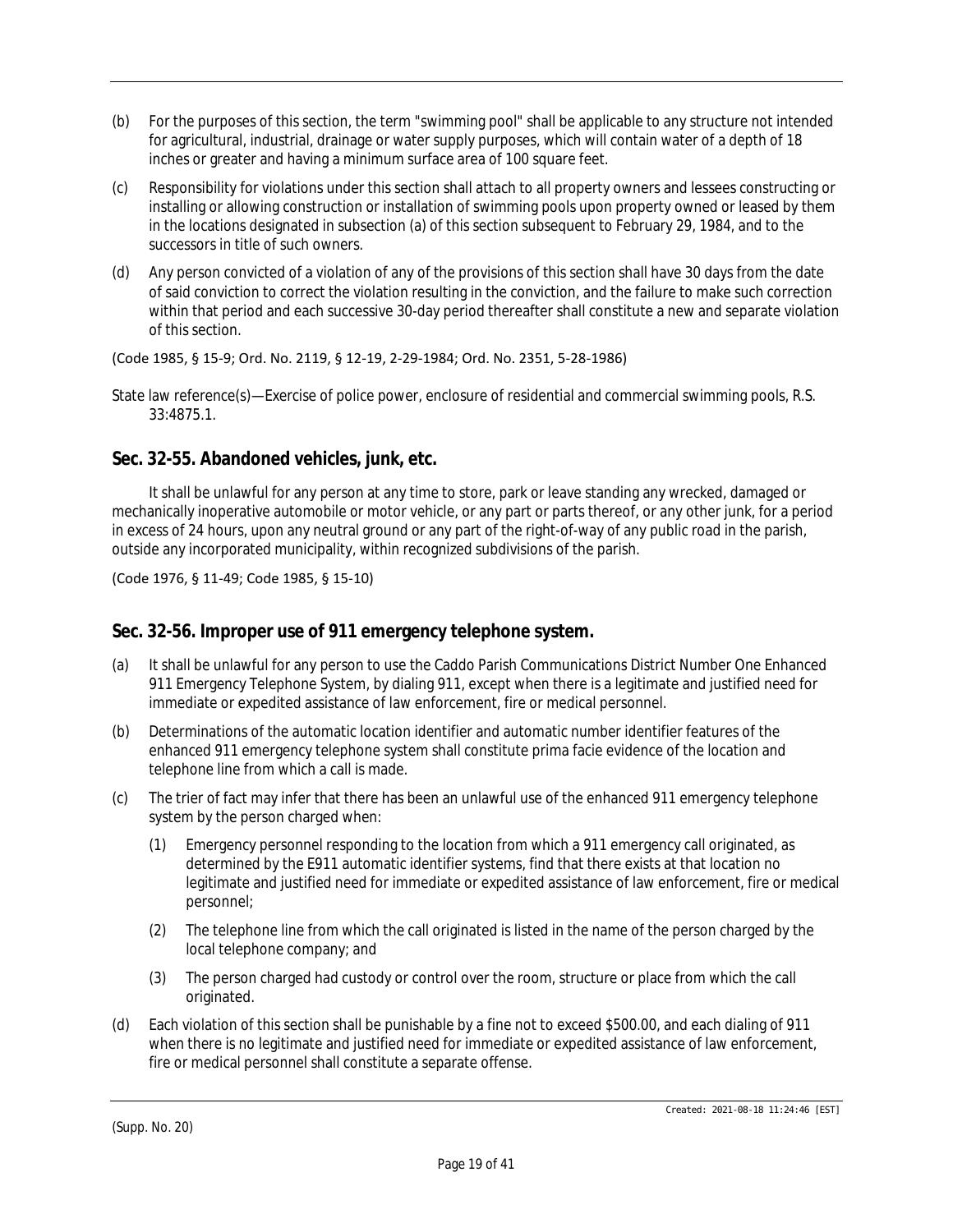(b) For the purposes of this section, the term "swimming pool" shall be applicable to any structure not intended for agricultural, industrial, drainage or water supply purposes, which will contain water of a depth of 18 inches or greater and having a minimum surface area of 100 square feet.

(c) Responsibility for violations under this section shall attach to all property owners and lessees constructing or installing or allowing construction or installation of swimming pools upon property owned or leased by them in the locations designated in subsection (a) of this section subsequent to February 29, 1984, and to the successors in title of such owners.

(d) Any person convicted of a violation of any of the provisions of this section shall have 30 days from the date of said conviction to correct the violation resulting in the conviction, and the failure to make such correction within that period and each successive 30-day period thereafter shall constitute a new and separate violation of this section.

(Code 1985, § 15-9; Ord. No. 2119, § 12-19, 2-29-1984; Ord. No. 2351, 5-28-1986)

State law reference(s)—Exercise of police power, enclosure of residential and commercial swimming pools, R.S. 33:4875.1.

## Sec. 32-55. Abandoned vehicles, junk, etc.

It shall be unlawful for any person at any time to store, park or leave standing any wrecked, damaged or mechanically inoperative automobile or motor vehicle, or any part or parts thereof, or any other junk, for a period in excess of 24 hours, upon any neutral ground or any part of the right-of-way of any public road in the parish, outside any incorporated municipality, within recognized subdivisions of the parish.

(Code 1976, § 11-49; Code 1985, § 15-10)

## Sec. 32-56. Improper use of 911 emergency telephone system.

(a) It shall be unlawful for any person to use the Caddo Parish Communications District Number One Enhanced 911 Emergency Telephone System, by dialing 911, except when there is a legitimate and justified need for immediate or expedited assistance of law enforcement, fire or medical personnel.

(b) Determinations of the automatic location identifier and automatic number identifier features of the enhanced 911 emergency telephone system shall constitute prima facie evidence of the location and telephone line from which a call is made.

(c) The trier of fact may infer that there has been an unlawful use of the enhanced 911 emergency telephone system by the person charged when:

  (1) Emergency personnel responding to the location from which a 911 emergency call originated, as determined by the E911 automatic identifier systems, find that there exists at that location no legitimate and justified need for immediate or expedited assistance of law enforcement, fire or medical personnel;

  (2) The telephone line from which the call originated is listed in the name of the person charged by the local telephone company; and

  (3) The person charged had custody or control over the room, structure or place from which the call originated.

(d) Each violation of this section shall be punishable by a fine not to exceed $500.00, and each dialing of 911 when there is no legitimate and justified need for immediate or expedited assistance of law enforcement, fire or medical personnel shall constitute a separate offense.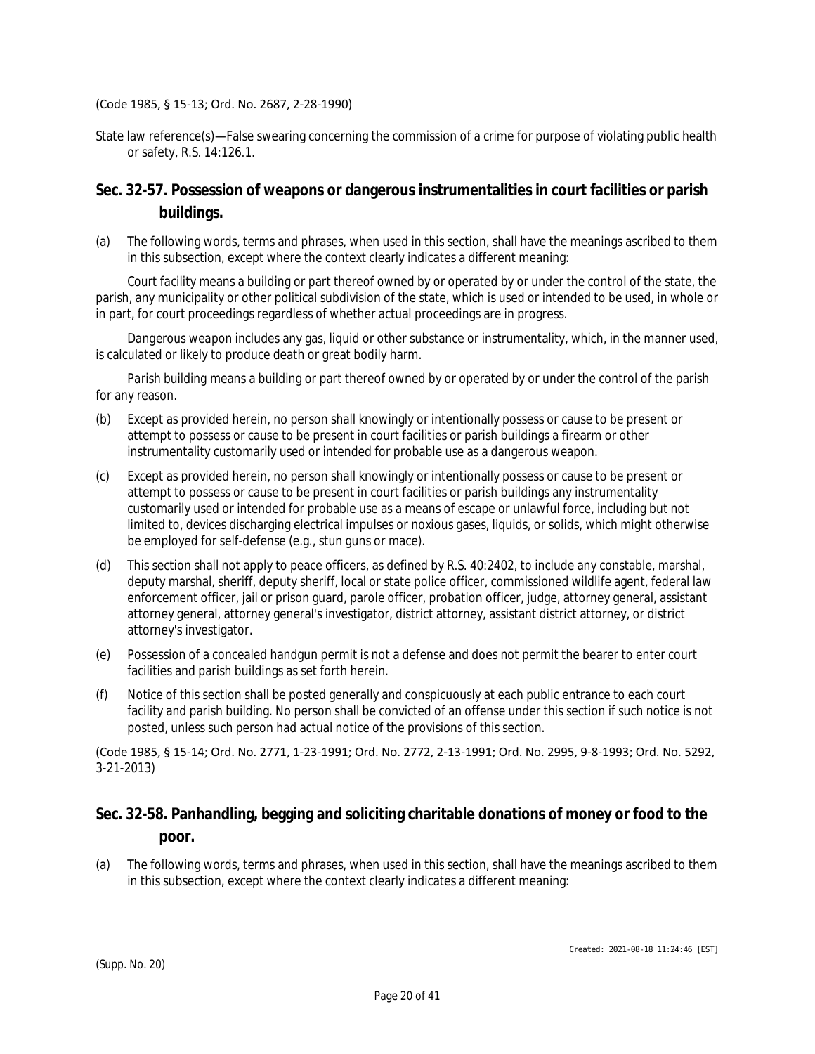(Code 1985, § 15-13; Ord. No. 2687, 2-28-1990)

State law reference(s)—False swearing concerning the commission of a crime for purpose of violating public health or safety, R.S. 14:126.1.

## Sec. 32-57. Possession of weapons or dangerous instrumentalities in court facilities or parish buildings.

(a) The following words, terms and phrases, when used in this section, shall have the meanings ascribed to them in this subsection, except where the context clearly indicates a different meaning:

*Court facility* means a building or part thereof owned by or operated by or under the control of the state, the parish, any municipality or other political subdivision of the state, which is used or intended to be used, in whole or in part, for court proceedings regardless of whether actual proceedings are in progress.

*Dangerous weapon* includes any gas, liquid or other substance or instrumentality, which, in the manner used, is calculated or likely to produce death or great bodily harm.

*Parish building* means a building or part thereof owned by or operated by or under the control of the parish for any reason.

(b) Except as provided herein, no person shall knowingly or intentionally possess or cause to be present or attempt to possess or cause to be present in court facilities or parish buildings a firearm or other instrumentality customarily used or intended for probable use as a dangerous weapon.

(c) Except as provided herein, no person shall knowingly or intentionally possess or cause to be present or attempt to possess or cause to be present in court facilities or parish buildings any instrumentality customarily used or intended for probable use as a means of escape or unlawful force, including but not limited to, devices discharging electrical impulses or noxious gases, liquids, or solids, which might otherwise be employed for self-defense (e.g., stun guns or mace).

(d) This section shall not apply to peace officers, as defined by R.S. 40:2402, to include any constable, marshal, deputy marshal, sheriff, deputy sheriff, local or state police officer, commissioned wildlife agent, federal law enforcement officer, jail or prison guard, parole officer, probation officer, judge, attorney general, assistant attorney general, attorney general's investigator, district attorney, assistant district attorney, or district attorney's investigator.

(e) Possession of a concealed handgun permit is not a defense and does not permit the bearer to enter court facilities and parish buildings as set forth herein.

(f) Notice of this section shall be posted generally and conspicuously at each public entrance to each court facility and parish building. No person shall be convicted of an offense under this section if such notice is not posted, unless such person had actual notice of the provisions of this section.

(Code 1985, § 15-14; Ord. No. 2771, 1-23-1991; Ord. No. 2772, 2-13-1991; Ord. No. 2995, 9-8-1993; Ord. No. 5292, 3-21-2013)

## Sec. 32-58. Panhandling, begging and soliciting charitable donations of money or food to the poor.

(a) The following words, terms and phrases, when used in this section, shall have the meanings ascribed to them in this subsection, except where the context clearly indicates a different meaning: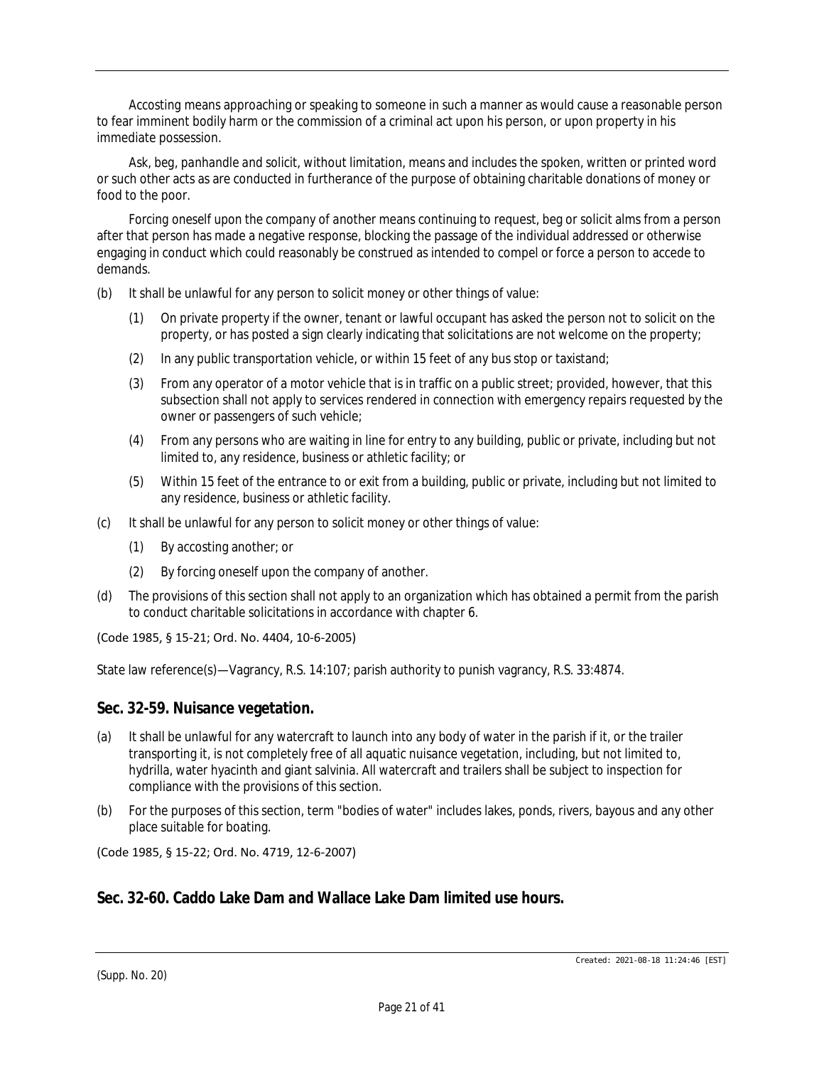*Accosting* means approaching or speaking to someone in such a manner as would cause a reasonable person to fear imminent bodily harm or the commission of a criminal act upon his person, or upon property in his immediate possession.

*Ask, beg, panhandle and solicit,* without limitation, means and includes the spoken, written or printed word or such other acts as are conducted in furtherance of the purpose of obtaining charitable donations of money or food to the poor.

*Forcing oneself upon the company of another* means continuing to request, beg or solicit alms from a person after that person has made a negative response, blocking the passage of the individual addressed or otherwise engaging in conduct which could reasonably be construed as intended to compel or force a person to accede to demands.

(b) It shall be unlawful for any person to solicit money or other things of value:

 (1) On private property if the owner, tenant or lawful occupant has asked the person not to solicit on the property, or has posted a sign clearly indicating that solicitations are not welcome on the property;

 (2) In any public transportation vehicle, or within 15 feet of any bus stop or taxistand;

 (3) From any operator of a motor vehicle that is in traffic on a public street; provided, however, that this subsection shall not apply to services rendered in connection with emergency repairs requested by the owner or passengers of such vehicle;

 (4) From any persons who are waiting in line for entry to any building, public or private, including but not limited to, any residence, business or athletic facility; or

 (5) Within 15 feet of the entrance to or exit from a building, public or private, including but not limited to any residence, business or athletic facility.

(c) It shall be unlawful for any person to solicit money or other things of value:

 (1) By accosting another; or

 (2) By forcing oneself upon the company of another.

(d) The provisions of this section shall not apply to an organization which has obtained a permit from the parish to conduct charitable solicitations in accordance with chapter 6.

(Code 1985, § 15-21; Ord. No. 4404, 10-6-2005)

State law reference(s)—Vagrancy, R.S. 14:107; parish authority to punish vagrancy, R.S. 33:4874.

## Sec. 32-59. Nuisance vegetation.

(a) It shall be unlawful for any watercraft to launch into any body of water in the parish if it, or the trailer transporting it, is not completely free of all aquatic nuisance vegetation, including, but not limited to, hydrilla, water hyacinth and giant salvinia. All watercraft and trailers shall be subject to inspection for compliance with the provisions of this section.

(b) For the purposes of this section, term "bodies of water" includes lakes, ponds, rivers, bayous and any other place suitable for boating.

(Code 1985, § 15-22; Ord. No. 4719, 12-6-2007)

## Sec. 32-60. Caddo Lake Dam and Wallace Lake Dam limited use hours.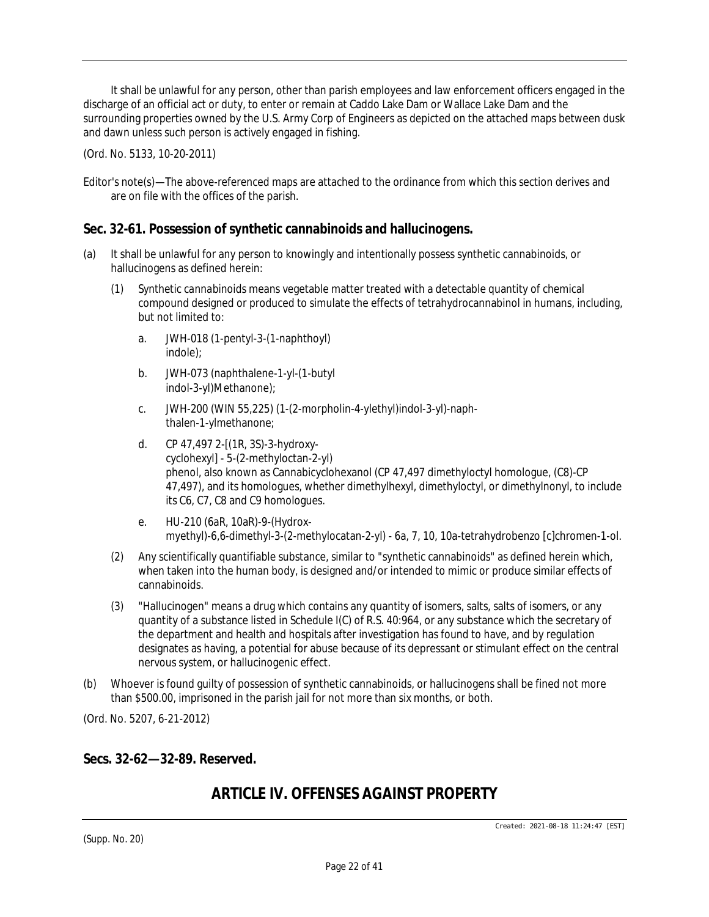It shall be unlawful for any person, other than parish employees and law enforcement officers engaged in the discharge of an official act or duty, to enter or remain at Caddo Lake Dam or Wallace Lake Dam and the surrounding properties owned by the U.S. Army Corp of Engineers as depicted on the attached maps between dusk and dawn unless such person is actively engaged in fishing.

(Ord. No. 5133, 10-20-2011)

Editor's note(s)—The above-referenced maps are attached to the ordinance from which this section derives and are on file with the offices of the parish.

## Sec. 32-61. Possession of synthetic cannabinoids and hallucinogens.

(a) It shall be unlawful for any person to knowingly and intentionally possess synthetic cannabinoids, or hallucinogens as defined herein:

(1) *Synthetic cannabinoids* means vegetable matter treated with a detectable quantity of chemical compound designed or produced to simulate the effects of tetrahydrocannabinol in humans, including, but not limited to:

a. JWH-018 (1-pentyl-3-(1-naphthoyl) indole);

b. JWH-073 (naphthalene-1-yl-(1-butyl indol-3-yl)Methanone);

c. JWH-200 (WIN 55,225) (1-(2-morpholin-4-ylethyl)indol-3-yl)-naphthalen-1-ylmethanone;

d. CP 47,497 2-[(1R, 3S)-3-hydroxycyclohexyl] - 5-(2-methyloctan-2-yl) phenol, also known as Cannabicyclohexanol (CP 47,497 dimethyloctyl homologue, (C8)-CP 47,497), and its homologues, whether dimethylhexyl, dimethyloctyl, or dimethylnonyl, to include its C6, C7, C8 and C9 homologues.

e. HU-210 (6aR, 10aR)-9-(Hydroxmyethyl)-6,6-dimethyl-3-(2-methylocatan-2-yl) - 6a, 7, 10, 10a-tetrahydrobenzo [c]chromen-1-ol.

(2) Any scientifically quantifiable substance, similar to "synthetic cannabinoids" as defined herein which, when taken into the human body, is designed and/or intended to mimic or produce similar effects of cannabinoids.

(3) "Hallucinogen" means a drug which contains any quantity of isomers, salts, salts of isomers, or any quantity of a substance listed in Schedule I(C) of R.S. 40:964, or any substance which the secretary of the department and health and hospitals after investigation has found to have, and by regulation designates as having, a potential for abuse because of its depressant or stimulant effect on the central nervous system, or hallucinogenic effect.

(b) Whoever is found guilty of possession of synthetic cannabinoids, or hallucinogens shall be fined not more than $500.00, imprisoned in the parish jail for not more than six months, or both.

(Ord. No. 5207, 6-21-2012)

## Secs. 32-62—32-89. Reserved.

# ARTICLE IV. OFFENSES AGAINST PROPERTY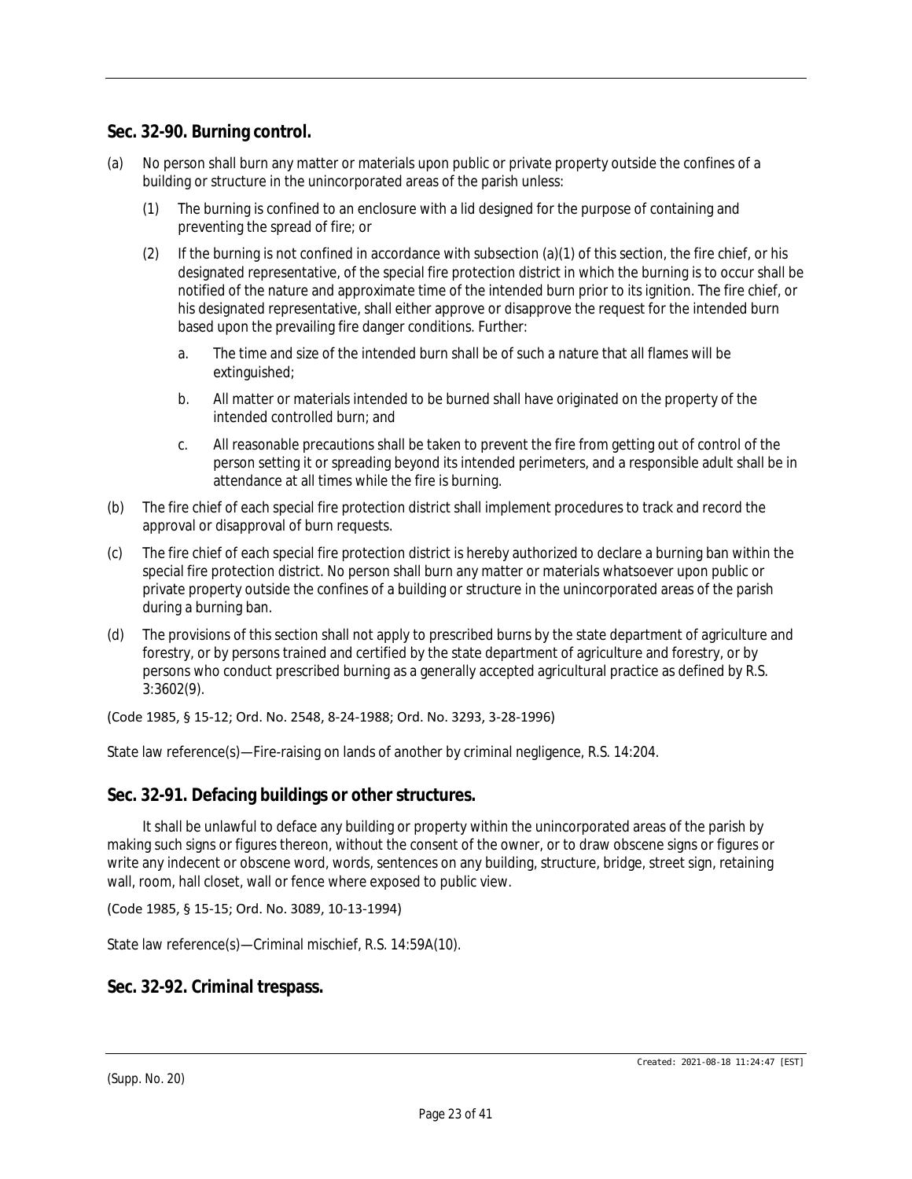## Sec. 32-90. Burning control.

(a) No person shall burn any matter or materials upon public or private property outside the confines of a building or structure in the unincorporated areas of the parish unless:

(1) The burning is confined to an enclosure with a lid designed for the purpose of containing and preventing the spread of fire; or

(2) If the burning is not confined in accordance with subsection (a)(1) of this section, the fire chief, or his designated representative, of the special fire protection district in which the burning is to occur shall be notified of the nature and approximate time of the intended burn prior to its ignition. The fire chief, or his designated representative, shall either approve or disapprove the request for the intended burn based upon the prevailing fire danger conditions. Further:

a. The time and size of the intended burn shall be of such a nature that all flames will be extinguished;

b. All matter or materials intended to be burned shall have originated on the property of the intended controlled burn; and

c. All reasonable precautions shall be taken to prevent the fire from getting out of control of the person setting it or spreading beyond its intended perimeters, and a responsible adult shall be in attendance at all times while the fire is burning.

(b) The fire chief of each special fire protection district shall implement procedures to track and record the approval or disapproval of burn requests.

(c) The fire chief of each special fire protection district is hereby authorized to declare a burning ban within the special fire protection district. No person shall burn any matter or materials whatsoever upon public or private property outside the confines of a building or structure in the unincorporated areas of the parish during a burning ban.

(d) The provisions of this section shall not apply to prescribed burns by the state department of agriculture and forestry, or by persons trained and certified by the state department of agriculture and forestry, or by persons who conduct prescribed burning as a generally accepted agricultural practice as defined by R.S. 3:3602(9).

(Code 1985, § 15-12; Ord. No. 2548, 8-24-1988; Ord. No. 3293, 3-28-1996)

State law reference(s)—Fire-raising on lands of another by criminal negligence, R.S. 14:204.

## Sec. 32-91. Defacing buildings or other structures.

It shall be unlawful to deface any building or property within the unincorporated areas of the parish by making such signs or figures thereon, without the consent of the owner, or to draw obscene signs or figures or write any indecent or obscene word, words, sentences on any building, structure, bridge, street sign, retaining wall, room, hall closet, wall or fence where exposed to public view.

(Code 1985, § 15-15; Ord. No. 3089, 10-13-1994)

State law reference(s)—Criminal mischief, R.S. 14:59A(10).

## Sec. 32-92. Criminal trespass.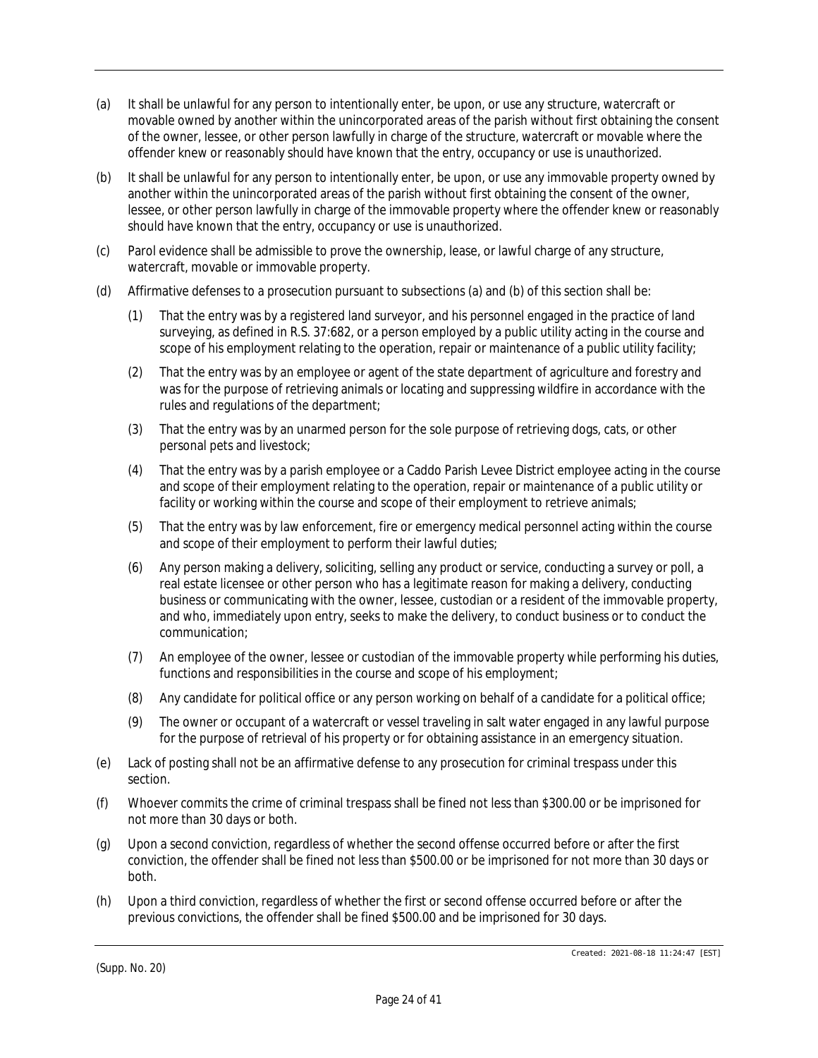(a) It shall be unlawful for any person to intentionally enter, be upon, or use any structure, watercraft or movable owned by another within the unincorporated areas of the parish without first obtaining the consent of the owner, lessee, or other person lawfully in charge of the structure, watercraft or movable where the offender knew or reasonably should have known that the entry, occupancy or use is unauthorized.

(b) It shall be unlawful for any person to intentionally enter, be upon, or use any immovable property owned by another within the unincorporated areas of the parish without first obtaining the consent of the owner, lessee, or other person lawfully in charge of the immovable property where the offender knew or reasonably should have known that the entry, occupancy or use is unauthorized.

(c) Parol evidence shall be admissible to prove the ownership, lease, or lawful charge of any structure, watercraft, movable or immovable property.

(d) Affirmative defenses to a prosecution pursuant to subsections (a) and (b) of this section shall be:

(1) That the entry was by a registered land surveyor, and his personnel engaged in the practice of land surveying, as defined in R.S. 37:682, or a person employed by a public utility acting in the course and scope of his employment relating to the operation, repair or maintenance of a public utility facility;

(2) That the entry was by an employee or agent of the state department of agriculture and forestry and was for the purpose of retrieving animals or locating and suppressing wildfire in accordance with the rules and regulations of the department;

(3) That the entry was by an unarmed person for the sole purpose of retrieving dogs, cats, or other personal pets and livestock;

(4) That the entry was by a parish employee or a Caddo Parish Levee District employee acting in the course and scope of their employment relating to the operation, repair or maintenance of a public utility or facility or working within the course and scope of their employment to retrieve animals;

(5) That the entry was by law enforcement, fire or emergency medical personnel acting within the course and scope of their employment to perform their lawful duties;

(6) Any person making a delivery, soliciting, selling any product or service, conducting a survey or poll, a real estate licensee or other person who has a legitimate reason for making a delivery, conducting business or communicating with the owner, lessee, custodian or a resident of the immovable property, and who, immediately upon entry, seeks to make the delivery, to conduct business or to conduct the communication;

(7) An employee of the owner, lessee or custodian of the immovable property while performing his duties, functions and responsibilities in the course and scope of his employment;

(8) Any candidate for political office or any person working on behalf of a candidate for a political office;

(9) The owner or occupant of a watercraft or vessel traveling in salt water engaged in any lawful purpose for the purpose of retrieval of his property or for obtaining assistance in an emergency situation.

(e) Lack of posting shall not be an affirmative defense to any prosecution for criminal trespass under this section.

(f) Whoever commits the crime of criminal trespass shall be fined not less than $300.00 or be imprisoned for not more than 30 days or both.

(g) Upon a second conviction, regardless of whether the second offense occurred before or after the first conviction, the offender shall be fined not less than $500.00 or be imprisoned for not more than 30 days or both.

(h) Upon a third conviction, regardless of whether the first or second offense occurred before or after the previous convictions, the offender shall be fined $500.00 and be imprisoned for 30 days.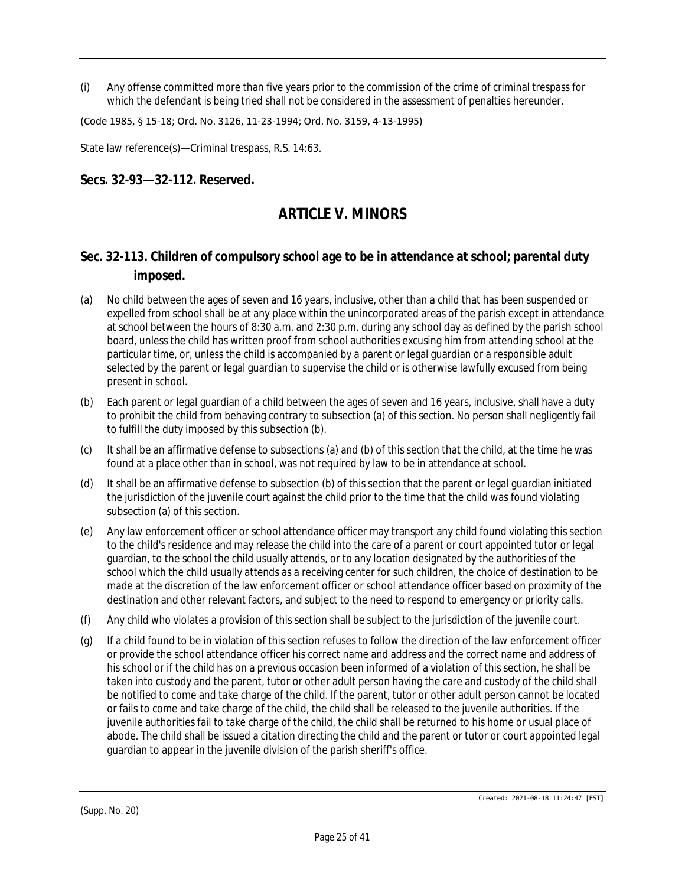(i) Any offense committed more than five years prior to the commission of the crime of criminal trespass for which the defendant is being tried shall not be considered in the assessment of penalties hereunder.

(Code 1985, § 15-18; Ord. No. 3126, 11-23-1994; Ord. No. 3159, 4-13-1995)

State law reference(s)—Criminal trespass, R.S. 14:63.

### Secs. 32-93—32-112. Reserved.

## ARTICLE V. MINORS

### Sec. 32-113. Children of compulsory school age to be in attendance at school; parental duty imposed.

(a) No child between the ages of seven and 16 years, inclusive, other than a child that has been suspended or expelled from school shall be at any place within the unincorporated areas of the parish except in attendance at school between the hours of 8:30 a.m. and 2:30 p.m. during any school day as defined by the parish school board, unless the child has written proof from school authorities excusing him from attending school at the particular time, or, unless the child is accompanied by a parent or legal guardian or a responsible adult selected by the parent or legal guardian to supervise the child or is otherwise lawfully excused from being present in school.

(b) Each parent or legal guardian of a child between the ages of seven and 16 years, inclusive, shall have a duty to prohibit the child from behaving contrary to subsection (a) of this section. No person shall negligently fail to fulfill the duty imposed by this subsection (b).

(c) It shall be an affirmative defense to subsections (a) and (b) of this section that the child, at the time he was found at a place other than in school, was not required by law to be in attendance at school.

(d) It shall be an affirmative defense to subsection (b) of this section that the parent or legal guardian initiated the jurisdiction of the juvenile court against the child prior to the time that the child was found violating subsection (a) of this section.

(e) Any law enforcement officer or school attendance officer may transport any child found violating this section to the child's residence and may release the child into the care of a parent or court appointed tutor or legal guardian, to the school the child usually attends, or to any location designated by the authorities of the school which the child usually attends as a receiving center for such children, the choice of destination to be made at the discretion of the law enforcement officer or school attendance officer based on proximity of the destination and other relevant factors, and subject to the need to respond to emergency or priority calls.

(f) Any child who violates a provision of this section shall be subject to the jurisdiction of the juvenile court.

(g) If a child found to be in violation of this section refuses to follow the direction of the law enforcement officer or provide the school attendance officer his correct name and address and the correct name and address of his school or if the child has on a previous occasion been informed of a violation of this section, he shall be taken into custody and the parent, tutor or other adult person having the care and custody of the child shall be notified to come and take charge of the child. If the parent, tutor or other adult person cannot be located or fails to come and take charge of the child, the child shall be released to the juvenile authorities. If the juvenile authorities fail to take charge of the child, the child shall be returned to his home or usual place of abode. The child shall be issued a citation directing the child and the parent or tutor or court appointed legal guardian to appear in the juvenile division of the parish sheriff's office.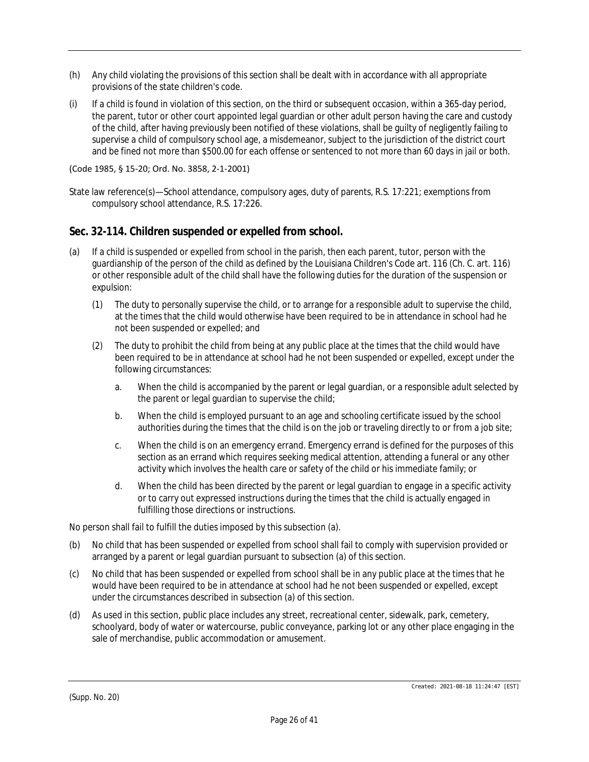(h) Any child violating the provisions of this section shall be dealt with in accordance with all appropriate provisions of the state children's code.

(i) If a child is found in violation of this section, on the third or subsequent occasion, within a 365-day period, the parent, tutor or other court appointed legal guardian or other adult person having the care and custody of the child, after having previously been notified of these violations, shall be guilty of negligently failing to supervise a child of compulsory school age, a misdemeanor, subject to the jurisdiction of the district court and be fined not more than $500.00 for each offense or sentenced to not more than 60 days in jail or both.

(Code 1985, § 15-20; Ord. No. 3858, 2-1-2001)

State law reference(s)—School attendance, compulsory ages, duty of parents, R.S. 17:221; exemptions from compulsory school attendance, R.S. 17:226.

## Sec. 32-114. Children suspended or expelled from school.

(a) If a child is suspended or expelled from school in the parish, then each parent, tutor, person with the guardianship of the person of the child as defined by the Louisiana Children's Code art. 116 (Ch. C. art. 116) or other responsible adult of the child shall have the following duties for the duration of the suspension or expulsion:

  (1) The duty to personally supervise the child, or to arrange for a responsible adult to supervise the child, at the times that the child would otherwise have been required to be in attendance in school had he not been suspended or expelled; and

  (2) The duty to prohibit the child from being at any public place at the times that the child would have been required to be in attendance at school had he not been suspended or expelled, except under the following circumstances:

    a. When the child is accompanied by the parent or legal guardian, or a responsible adult selected by the parent or legal guardian to supervise the child;

    b. When the child is employed pursuant to an age and schooling certificate issued by the school authorities during the times that the child is on the job or traveling directly to or from a job site;

    c. When the child is on an emergency errand. Emergency errand is defined for the purposes of this section as an errand which requires seeking medical attention, attending a funeral or any other activity which involves the health care or safety of the child or his immediate family; or

    d. When the child has been directed by the parent or legal guardian to engage in a specific activity or to carry out expressed instructions during the times that the child is actually engaged in fulfilling those directions or instructions.

No person shall fail to fulfill the duties imposed by this subsection (a).

(b) No child that has been suspended or expelled from school shall fail to comply with supervision provided or arranged by a parent or legal guardian pursuant to subsection (a) of this section.

(c) No child that has been suspended or expelled from school shall be in any public place at the times that he would have been required to be in attendance at school had he not been suspended or expelled, except under the circumstances described in subsection (a) of this section.

(d) As used in this section, public place includes any street, recreational center, sidewalk, park, cemetery, schoolyard, body of water or watercourse, public conveyance, parking lot or any other place engaging in the sale of merchandise, public accommodation or amusement.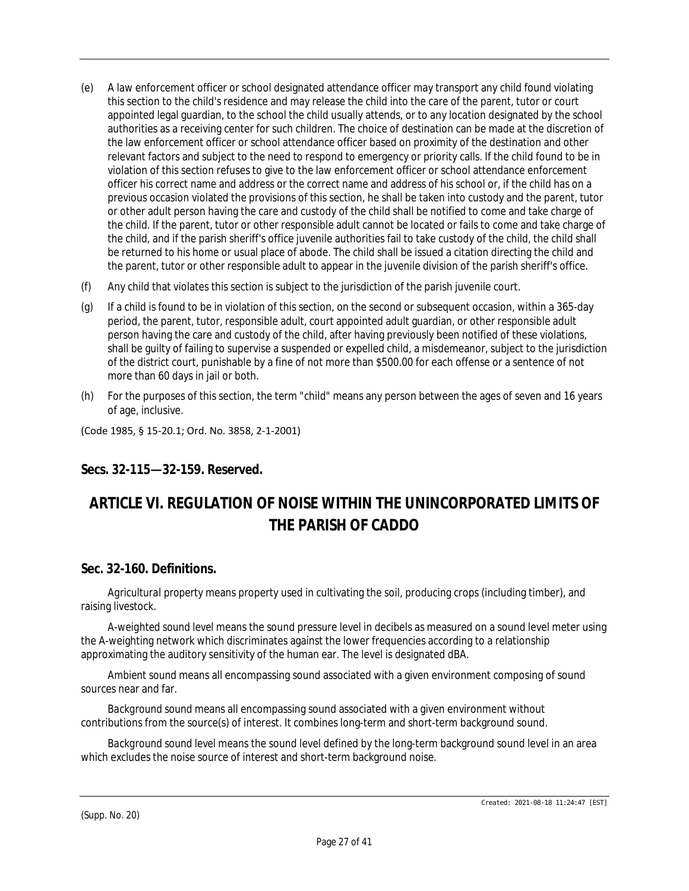(e) A law enforcement officer or school designated attendance officer may transport any child found violating this section to the child's residence and may release the child into the care of the parent, tutor or court appointed legal guardian, to the school the child usually attends, or to any location designated by the school authorities as a receiving center for such children. The choice of destination can be made at the discretion of the law enforcement officer or school attendance officer based on proximity of the destination and other relevant factors and subject to the need to respond to emergency or priority calls. If the child found to be in violation of this section refuses to give to the law enforcement officer or school attendance enforcement officer his correct name and address or the correct name and address of his school or, if the child has on a previous occasion violated the provisions of this section, he shall be taken into custody and the parent, tutor or other adult person having the care and custody of the child shall be notified to come and take charge of the child. If the parent, tutor or other responsible adult cannot be located or fails to come and take charge of the child, and if the parish sheriff's office juvenile authorities fail to take custody of the child, the child shall be returned to his home or usual place of abode. The child shall be issued a citation directing the child and the parent, tutor or other responsible adult to appear in the juvenile division of the parish sheriff's office.

(f) Any child that violates this section is subject to the jurisdiction of the parish juvenile court.

(g) If a child is found to be in violation of this section, on the second or subsequent occasion, within a 365-day period, the parent, tutor, responsible adult, court appointed adult guardian, or other responsible adult person having the care and custody of the child, after having previously been notified of these violations, shall be guilty of failing to supervise a suspended or expelled child, a misdemeanor, subject to the jurisdiction of the district court, punishable by a fine of not more than $500.00 for each offense or a sentence of not more than 60 days in jail or both.

(h) For the purposes of this section, the term "child" means any person between the ages of seven and 16 years of age, inclusive.

(Code 1985, § 15-20.1; Ord. No. 3858, 2-1-2001)

### Secs. 32-115—32-159. Reserved.

## ARTICLE VI. REGULATION OF NOISE WITHIN THE UNINCORPORATED LIMITS OF THE PARISH OF CADDO

### Sec. 32-160. Definitions.

*Agricultural property* means property used in cultivating the soil, producing crops (including timber), and raising livestock.

*A-weighted sound level* means the sound pressure level in decibels as measured on a sound level meter using the A-weighting network which discriminates against the lower frequencies according to a relationship approximating the auditory sensitivity of the human ear. The level is designated dBA.

*Ambient sound* means all encompassing sound associated with a given environment composing of sound sources near and far.

*Background sound* means all encompassing sound associated with a given environment without contributions from the source(s) of interest. It combines long-term and short-term background sound.

*Background sound level* means the sound level defined by the long-term background sound level in an area which excludes the noise source of interest and short-term background noise.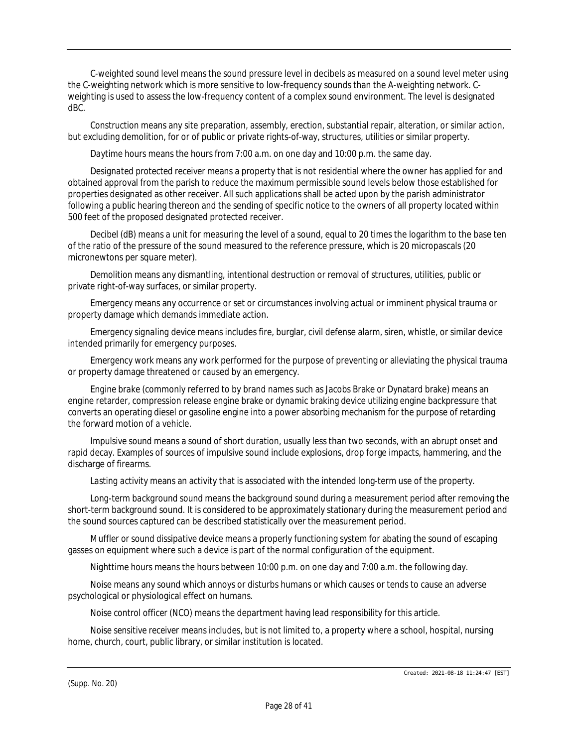*C-weighted sound level* means the sound pressure level in decibels as measured on a sound level meter using the C-weighting network which is more sensitive to low-frequency sounds than the A-weighting network. C-weighting is used to assess the low-frequency content of a complex sound environment. The level is designated dBC.

*Construction* means any site preparation, assembly, erection, substantial repair, alteration, or similar action, but excluding demolition, for or of public or private rights-of-way, structures, utilities or similar property.

*Daytime hours* means the hours from 7:00 a.m. on one day and 10:00 p.m. the same day.

*Designated protected receiver* means a property that is not residential where the owner has applied for and obtained approval from the parish to reduce the maximum permissible sound levels below those established for properties designated as other receiver. All such applications shall be acted upon by the parish administrator following a public hearing thereon and the sending of specific notice to the owners of all property located within 500 feet of the proposed designated protected receiver.

*Decibel (dB)* means a unit for measuring the level of a sound, equal to 20 times the logarithm to the base ten of the ratio of the pressure of the sound measured to the reference pressure, which is 20 micropascals (20 micronewtons per square meter).

*Demolition* means any dismantling, intentional destruction or removal of structures, utilities, public or private right-of-way surfaces, or similar property.

*Emergency* means any occurrence or set or circumstances involving actual or imminent physical trauma or property damage which demands immediate action.

*Emergency signaling device* means includes fire, burglar, civil defense alarm, siren, whistle, or similar device intended primarily for emergency purposes.

*Emergency work* means any work performed for the purpose of preventing or alleviating the physical trauma or property damage threatened or caused by an emergency.

*Engine brake* (commonly referred to by brand names such as Jacobs Brake or Dynatard brake) means an engine retarder, compression release engine brake or dynamic braking device utilizing engine backpressure that converts an operating diesel or gasoline engine into a power absorbing mechanism for the purpose of retarding the forward motion of a vehicle.

*Impulsive sound* means a sound of short duration, usually less than two seconds, with an abrupt onset and rapid decay. Examples of sources of impulsive sound include explosions, drop forge impacts, hammering, and the discharge of firearms.

*Lasting activity* means an activity that is associated with the intended long-term use of the property.

*Long-term background sound* means the background sound during a measurement period after removing the short-term background sound. It is considered to be approximately stationary during the measurement period and the sound sources captured can be described statistically over the measurement period.

*Muffler or sound dissipative device* means a properly functioning system for abating the sound of escaping gasses on equipment where such a device is part of the normal configuration of the equipment.

*Nighttime hours* means the hours between 10:00 p.m. on one day and 7:00 a.m. the following day.

*Noise* means any sound which annoys or disturbs humans or which causes or tends to cause an adverse psychological or physiological effect on humans.

*Noise control officer (NCO)* means the department having lead responsibility for this article.

*Noise sensitive receiver* means includes, but is not limited to, a property where a school, hospital, nursing home, church, court, public library, or similar institution is located.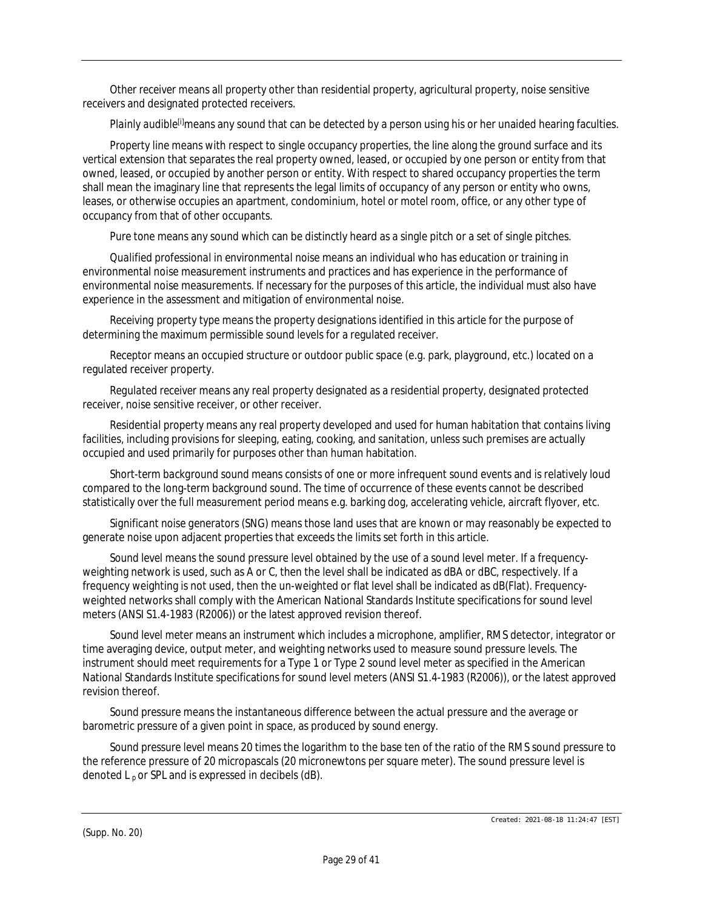*Other receiver* means all property other than residential property, agricultural property, noise sensitive receivers and designated protected receivers.

*Plainly audible*[i] means any sound that can be detected by a person using his or her unaided hearing faculties.

*Property line* means with respect to single occupancy properties, the line along the ground surface and its vertical extension that separates the real property owned, leased, or occupied by one person or entity from that owned, leased, or occupied by another person or entity. With respect to shared occupancy properties the term shall mean the imaginary line that represents the legal limits of occupancy of any person or entity who owns, leases, or otherwise occupies an apartment, condominium, hotel or motel room, office, or any other type of occupancy from that of other occupants.

*Pure tone* means any sound which can be distinctly heard as a single pitch or a set of single pitches.

*Qualified professional in environmental noise* means an individual who has education or training in environmental noise measurement instruments and practices and has experience in the performance of environmental noise measurements. If necessary for the purposes of this article, the individual must also have experience in the assessment and mitigation of environmental noise.

*Receiving property type* means the property designations identified in this article for the purpose of determining the maximum permissible sound levels for a regulated receiver.

*Receptor* means an occupied structure or outdoor public space (e.g. park, playground, etc.) located on a regulated receiver property.

*Regulated receiver* means any real property designated as a residential property, designated protected receiver, noise sensitive receiver, or other receiver.

*Residential property* means any real property developed and used for human habitation that contains living facilities, including provisions for sleeping, eating, cooking, and sanitation, unless such premises are actually occupied and used primarily for purposes other than human habitation.

*Short-term background sound* means consists of one or more infrequent sound events and is relatively loud compared to the long-term background sound. The time of occurrence of these events cannot be described statistically over the full measurement period means e.g. barking dog, accelerating vehicle, aircraft flyover, etc.

*Significant noise generators (SNG)* means those land uses that are known or may reasonably be expected to generate noise upon adjacent properties that exceeds the limits set forth in this article.

*Sound level* means the sound pressure level obtained by the use of a sound level meter. If a frequency-weighting network is used, such as A or C, then the level shall be indicated as dBA or dBC, respectively. If a frequency weighting is not used, then the un-weighted or flat level shall be indicated as dB(Flat). Frequency-weighted networks shall comply with the American National Standards Institute specifications for sound level meters (ANSI S1.4-1983 (R2006)) or the latest approved revision thereof.

*Sound level meter* means an instrument which includes a microphone, amplifier, RMS detector, integrator or time averaging device, output meter, and weighting networks used to measure sound pressure levels. The instrument should meet requirements for a Type 1 or Type 2 sound level meter as specified in the American National Standards Institute specifications for sound level meters (ANSI S1.4-1983 (R2006)), or the latest approved revision thereof.

*Sound pressure* means the instantaneous difference between the actual pressure and the average or barometric pressure of a given point in space, as produced by sound energy.

*Sound pressure level* means 20 times the logarithm to the base ten of the ratio of the RMS sound pressure to the reference pressure of 20 micropascals (20 micronewtons per square meter). The sound pressure level is denoted $L_p$ or SPL and is expressed in decibels (dB).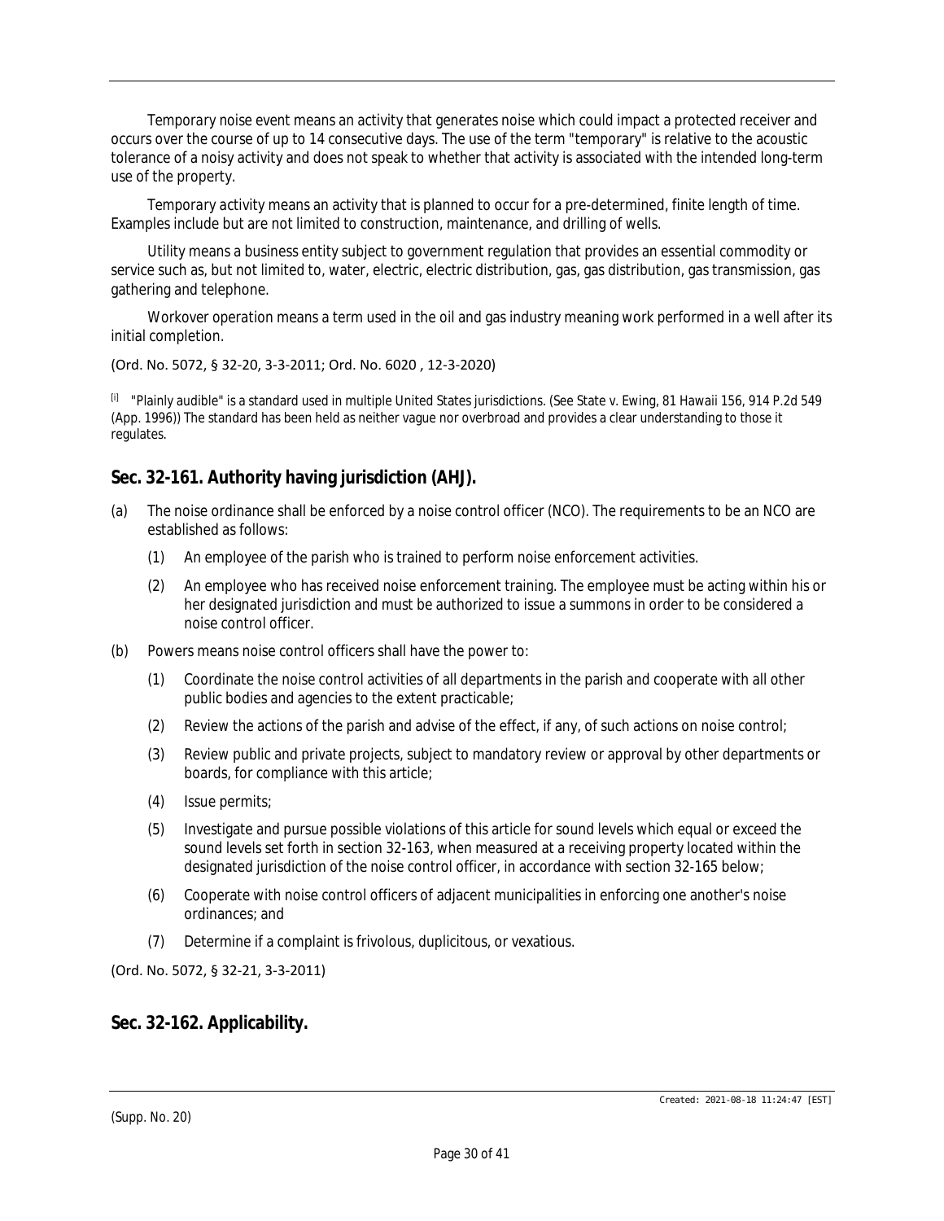*Temporary noise event* means an activity that generates noise which could impact a protected receiver and occurs over the course of up to 14 consecutive days. The use of the term "temporary" is relative to the acoustic tolerance of a noisy activity and does not speak to whether that activity is associated with the intended long-term use of the property.

*Temporary activity* means an activity that is planned to occur for a pre-determined, finite length of time. Examples include but are not limited to construction, maintenance, and drilling of wells.

*Utility* means a business entity subject to government regulation that provides an essential commodity or service such as, but not limited to, water, electric, electric distribution, gas, gas distribution, gas transmission, gas gathering and telephone.

*Workover operation* means a term used in the oil and gas industry meaning work performed in a well after its initial completion.

(Ord. No. 5072, § 32-20, 3-3-2011; Ord. No. 6020 , 12-3-2020)

[i] "Plainly audible" is a standard used in multiple United States jurisdictions. (See State v. Ewing, 81 Hawaii 156, 914 P.2d 549 (App. 1996)) The standard has been held as neither vague nor overbroad and provides a clear understanding to those it regulates.

## Sec. 32-161. Authority having jurisdiction (AHJ).

(a) The noise ordinance shall be enforced by a noise control officer (NCO). The requirements to be an NCO are established as follows:

  (1) An employee of the parish who is trained to perform noise enforcement activities.

  (2) An employee who has received noise enforcement training. The employee must be acting within his or her designated jurisdiction and must be authorized to issue a summons in order to be considered a noise control officer.

(b) *Powers* means noise control officers shall have the power to:

  (1) Coordinate the noise control activities of all departments in the parish and cooperate with all other public bodies and agencies to the extent practicable;

  (2) Review the actions of the parish and advise of the effect, if any, of such actions on noise control;

  (3) Review public and private projects, subject to mandatory review or approval by other departments or boards, for compliance with this article;

  (4) Issue permits;

  (5) Investigate and pursue possible violations of this article for sound levels which equal or exceed the sound levels set forth in section 32-163, when measured at a receiving property located within the designated jurisdiction of the noise control officer, in accordance with section 32-165 below;

  (6) Cooperate with noise control officers of adjacent municipalities in enforcing one another's noise ordinances; and

  (7) Determine if a complaint is frivolous, duplicitous, or vexatious.

(Ord. No. 5072, § 32-21, 3-3-2011)

## Sec. 32-162. Applicability.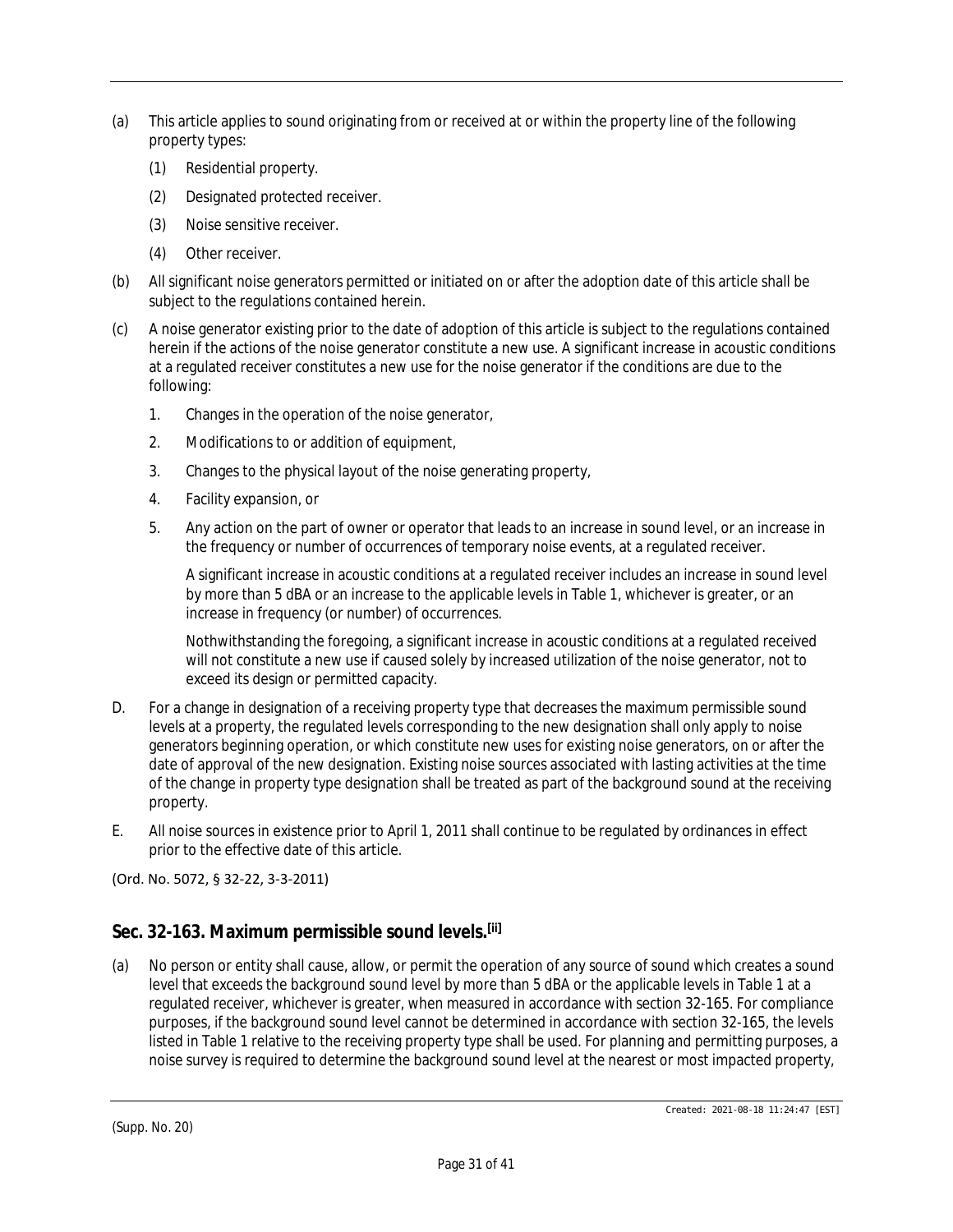(a) This article applies to sound originating from or received at or within the property line of the following property types:

    (1) Residential property.

    (2) Designated protected receiver.

    (3) Noise sensitive receiver.

    (4) Other receiver.

(b) All significant noise generators permitted or initiated on or after the adoption date of this article shall be subject to the regulations contained herein.

(c) A noise generator existing prior to the date of adoption of this article is subject to the regulations contained herein if the actions of the noise generator constitute a new use. A significant increase in acoustic conditions at a regulated receiver constitutes a new use for the noise generator if the conditions are due to the following:

    1. Changes in the operation of the noise generator,

    2. Modifications to or addition of equipment,

    3. Changes to the physical layout of the noise generating property,

    4. Facility expansion, or

    5. Any action on the part of owner or operator that leads to an increase in sound level, or an increase in the frequency or number of occurrences of temporary noise events, at a regulated receiver.

       A significant increase in acoustic conditions at a regulated receiver includes an increase in sound level by more than 5 dBA or an increase to the applicable levels in Table 1, whichever is greater, or an increase in frequency (or number) of occurrences.

       Nothwithstanding the foregoing, a significant increase in acoustic conditions at a regulated received will not constitute a new use if caused solely by increased utilization of the noise generator, not to exceed its design or permitted capacity.

D. For a change in designation of a receiving property type that decreases the maximum permissible sound levels at a property, the regulated levels corresponding to the new designation shall only apply to noise generators beginning operation, or which constitute new uses for existing noise generators, on or after the date of approval of the new designation. Existing noise sources associated with lasting activities at the time of the change in property type designation shall be treated as part of the background sound at the receiving property.

E. All noise sources in existence prior to April 1, 2011 shall continue to be regulated by ordinances in effect prior to the effective date of this article.

(Ord. No. 5072, § 32-22, 3-3-2011)

## Sec. 32-163. Maximum permissible sound levels.[ii]

(a) No person or entity shall cause, allow, or permit the operation of any source of sound which creates a sound level that exceeds the background sound level by more than 5 dBA or the applicable levels in Table 1 at a regulated receiver, whichever is greater, when measured in accordance with section 32-165. For compliance purposes, if the background sound level cannot be determined in accordance with section 32-165, the levels listed in Table 1 relative to the receiving property type shall be used. For planning and permitting purposes, a noise survey is required to determine the background sound level at the nearest or most impacted property,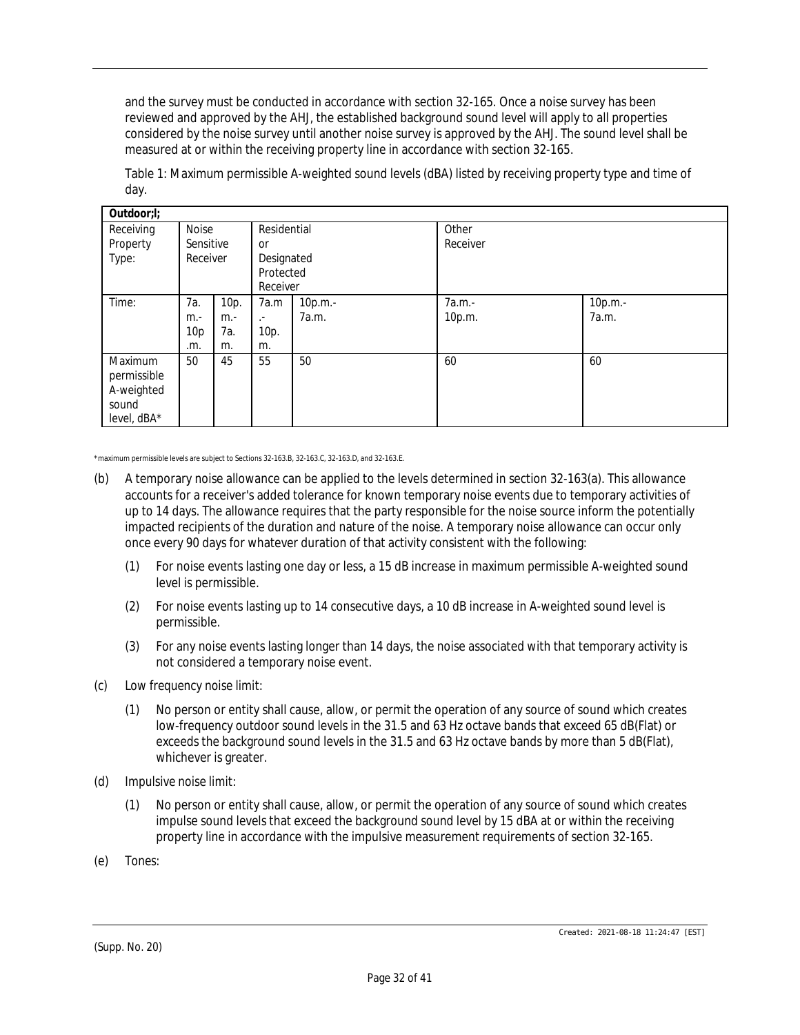and the survey must be conducted in accordance with section 32-165. Once a noise survey has been reviewed and approved by the AHJ, the established background sound level will apply to all properties considered by the noise survey until another noise survey is approved by the AHJ. The sound level shall be measured at or within the receiving property line in accordance with section 32-165.

Table 1: Maximum permissible A-weighted sound levels (dBA) listed by receiving property type and time of day.

| **Outdoor;l;** | | | | | | |
|---|---|---|---|---|---|---|
| Receiving Property Type: | Noise Sensitive Receiver | | Residential or Designated Protected Receiver | | Other Receiver | |
| Time: | 7a.m.-10p.m. | 10p.m.-7a.m. | 7a.m.-10p.m. | 10p.m.-7a.m. | 7a.m.-10p.m. | 10p.m.-7a.m. |
| Maximum permissible A-weighted sound level, dBA* | 50 | 45 | 55 | 50 | 60 | 60 |

*maximum permissible levels are subject to Sections 32-163.B, 32-163.C, 32-163.D, and 32-163.E.

(b) A temporary noise allowance can be applied to the levels determined in section 32-163(a). This allowance accounts for a receiver's added tolerance for known temporary noise events due to temporary activities of up to 14 days. The allowance requires that the party responsible for the noise source inform the potentially impacted recipients of the duration and nature of the noise. A temporary noise allowance can occur only once every 90 days for whatever duration of that activity consistent with the following:

(1) For noise events lasting one day or less, a 15 dB increase in maximum permissible A-weighted sound level is permissible.

(2) For noise events lasting up to 14 consecutive days, a 10 dB increase in A-weighted sound level is permissible.

(3) For any noise events lasting longer than 14 days, the noise associated with that temporary activity is not considered a temporary noise event.

(c) Low frequency noise limit:

(1) No person or entity shall cause, allow, or permit the operation of any source of sound which creates low-frequency outdoor sound levels in the 31.5 and 63 Hz octave bands that exceed 65 dB(Flat) or exceeds the background sound levels in the 31.5 and 63 Hz octave bands by more than 5 dB(Flat), whichever is greater.

(d) Impulsive noise limit:

(1) No person or entity shall cause, allow, or permit the operation of any source of sound which creates impulse sound levels that exceed the background sound level by 15 dBA at or within the receiving property line in accordance with the impulsive measurement requirements of section 32-165.

(e) Tones: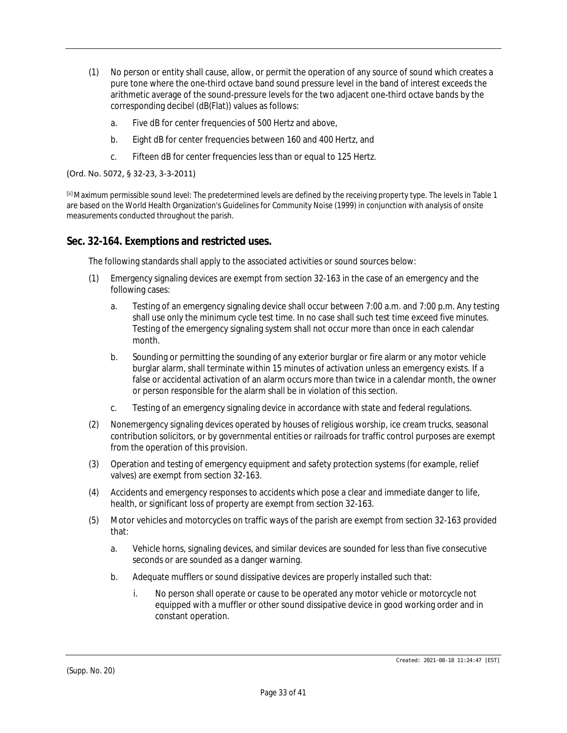(1) No person or entity shall cause, allow, or permit the operation of any source of sound which creates a pure tone where the one-third octave band sound pressure level in the band of interest exceeds the arithmetic average of the sound-pressure levels for the two adjacent one-third octave bands by the corresponding decibel (dB(Flat)) values as follows:

   a. Five dB for center frequencies of 500 Hertz and above,

   b. Eight dB for center frequencies between 160 and 400 Hertz, and

   c. Fifteen dB for center frequencies less than or equal to 125 Hertz.

(Ord. No. 5072, § 32-23, 3-3-2011)

[ii] Maximum permissible sound level: The predetermined levels are defined by the receiving property type. The levels in Table 1 are based on the World Health Organization's Guidelines for Community Noise (1999) in conjunction with analysis of onsite measurements conducted throughout the parish.

## Sec. 32-164. Exemptions and restricted uses.

The following standards shall apply to the associated activities or sound sources below:

(1) Emergency signaling devices are exempt from section 32-163 in the case of an emergency and the following cases:

   a. Testing of an emergency signaling device shall occur between 7:00 a.m. and 7:00 p.m. Any testing shall use only the minimum cycle test time. In no case shall such test time exceed five minutes. Testing of the emergency signaling system shall not occur more than once in each calendar month.

   b. Sounding or permitting the sounding of any exterior burglar or fire alarm or any motor vehicle burglar alarm, shall terminate within 15 minutes of activation unless an emergency exists. If a false or accidental activation of an alarm occurs more than twice in a calendar month, the owner or person responsible for the alarm shall be in violation of this section.

   c. Testing of an emergency signaling device in accordance with state and federal regulations.

(2) Nonemergency signaling devices operated by houses of religious worship, ice cream trucks, seasonal contribution solicitors, or by governmental entities or railroads for traffic control purposes are exempt from the operation of this provision.

(3) Operation and testing of emergency equipment and safety protection systems (for example, relief valves) are exempt from section 32-163.

(4) Accidents and emergency responses to accidents which pose a clear and immediate danger to life, health, or significant loss of property are exempt from section 32-163.

(5) Motor vehicles and motorcycles on traffic ways of the parish are exempt from section 32-163 provided that:

   a. Vehicle horns, signaling devices, and similar devices are sounded for less than five consecutive seconds or are sounded as a danger warning.

   b. Adequate mufflers or sound dissipative devices are properly installed such that:

      i. No person shall operate or cause to be operated any motor vehicle or motorcycle not equipped with a muffler or other sound dissipative device in good working order and in constant operation.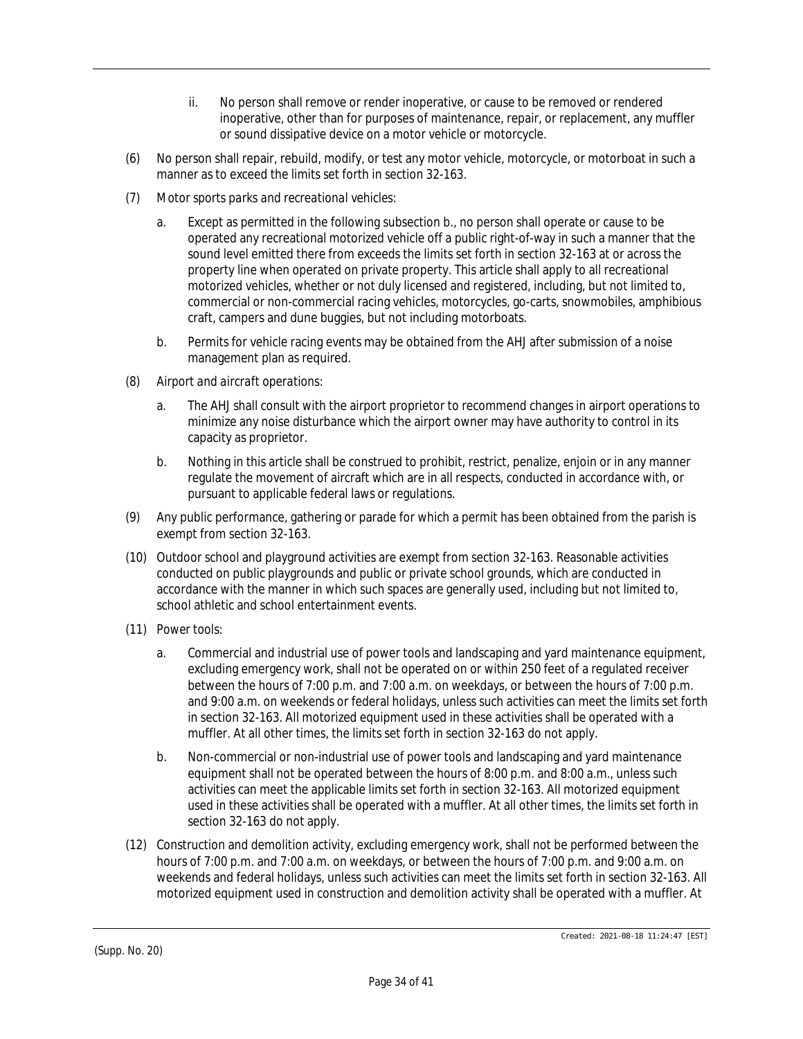ii. No person shall remove or render inoperative, or cause to be removed or rendered inoperative, other than for purposes of maintenance, repair, or replacement, any muffler or sound dissipative device on a motor vehicle or motorcycle.

(6) No person shall repair, rebuild, modify, or test any motor vehicle, motorcycle, or motorboat in such a manner as to exceed the limits set forth in section 32-163.

(7) *Motor sports parks and recreational vehicles:*

a. Except as permitted in the following subsection b., no person shall operate or cause to be operated any recreational motorized vehicle off a public right-of-way in such a manner that the sound level emitted there from exceeds the limits set forth in section 32-163 at or across the property line when operated on private property. This article shall apply to all recreational motorized vehicles, whether or not duly licensed and registered, including, but not limited to, commercial or non-commercial racing vehicles, motorcycles, go-carts, snowmobiles, amphibious craft, campers and dune buggies, but not including motorboats.

b. Permits for vehicle racing events may be obtained from the AHJ after submission of a noise management plan as required.

(8) *Airport and aircraft operations:*

a. The AHJ shall consult with the airport proprietor to recommend changes in airport operations to minimize any noise disturbance which the airport owner may have authority to control in its capacity as proprietor.

b. Nothing in this article shall be construed to prohibit, restrict, penalize, enjoin or in any manner regulate the movement of aircraft which are in all respects, conducted in accordance with, or pursuant to applicable federal laws or regulations.

(9) Any public performance, gathering or parade for which a permit has been obtained from the parish is exempt from section 32-163.

(10) Outdoor school and playground activities are exempt from section 32-163. Reasonable activities conducted on public playgrounds and public or private school grounds, which are conducted in accordance with the manner in which such spaces are generally used, including but not limited to, school athletic and school entertainment events.

(11) Power tools:

a. Commercial and industrial use of power tools and landscaping and yard maintenance equipment, excluding emergency work, shall not be operated on or within 250 feet of a regulated receiver between the hours of 7:00 p.m. and 7:00 a.m. on weekdays, or between the hours of 7:00 p.m. and 9:00 a.m. on weekends or federal holidays, unless such activities can meet the limits set forth in section 32-163. All motorized equipment used in these activities shall be operated with a muffler. At all other times, the limits set forth in section 32-163 do not apply.

b. Non-commercial or non-industrial use of power tools and landscaping and yard maintenance equipment shall not be operated between the hours of 8:00 p.m. and 8:00 a.m., unless such activities can meet the applicable limits set forth in section 32-163. All motorized equipment used in these activities shall be operated with a muffler. At all other times, the limits set forth in section 32-163 do not apply.

(12) Construction and demolition activity, excluding emergency work, shall not be performed between the hours of 7:00 p.m. and 7:00 a.m. on weekdays, or between the hours of 7:00 p.m. and 9:00 a.m. on weekends and federal holidays, unless such activities can meet the limits set forth in section 32-163. All motorized equipment used in construction and demolition activity shall be operated with a muffler. At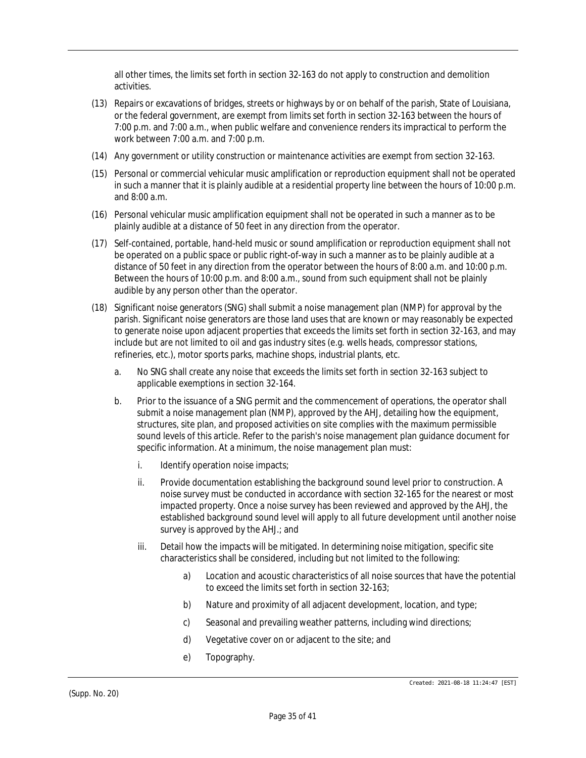all other times, the limits set forth in section 32-163 do not apply to construction and demolition activities.

(13) Repairs or excavations of bridges, streets or highways by or on behalf of the parish, State of Louisiana, or the federal government, are exempt from limits set forth in section 32-163 between the hours of 7:00 p.m. and 7:00 a.m., when public welfare and convenience renders its impractical to perform the work between 7:00 a.m. and 7:00 p.m.

(14) Any government or utility construction or maintenance activities are exempt from section 32-163.

(15) Personal or commercial vehicular music amplification or reproduction equipment shall not be operated in such a manner that it is plainly audible at a residential property line between the hours of 10:00 p.m. and 8:00 a.m.

(16) Personal vehicular music amplification equipment shall not be operated in such a manner as to be plainly audible at a distance of 50 feet in any direction from the operator.

(17) Self-contained, portable, hand-held music or sound amplification or reproduction equipment shall not be operated on a public space or public right-of-way in such a manner as to be plainly audible at a distance of 50 feet in any direction from the operator between the hours of 8:00 a.m. and 10:00 p.m. Between the hours of 10:00 p.m. and 8:00 a.m., sound from such equipment shall not be plainly audible by any person other than the operator.

(18) Significant noise generators (SNG) shall submit a noise management plan (NMP) for approval by the parish. Significant noise generators are those land uses that are known or may reasonably be expected to generate noise upon adjacent properties that exceeds the limits set forth in section 32-163, and may include but are not limited to oil and gas industry sites (e.g. wells heads, compressor stations, refineries, etc.), motor sports parks, machine shops, industrial plants, etc.

   a. No SNG shall create any noise that exceeds the limits set forth in section 32-163 subject to applicable exemptions in section 32-164.

   b. Prior to the issuance of a SNG permit and the commencement of operations, the operator shall submit a noise management plan (NMP), approved by the AHJ, detailing how the equipment, structures, site plan, and proposed activities on site complies with the maximum permissible sound levels of this article. Refer to the parish's noise management plan guidance document for specific information. At a minimum, the noise management plan must:

      i. Identify operation noise impacts;

      ii. Provide documentation establishing the background sound level prior to construction. A noise survey must be conducted in accordance with section 32-165 for the nearest or most impacted property. Once a noise survey has been reviewed and approved by the AHJ, the established background sound level will apply to all future development until another noise survey is approved by the AHJ.; and

      iii. Detail how the impacts will be mitigated. In determining noise mitigation, specific site characteristics shall be considered, including but not limited to the following:

         a) Location and acoustic characteristics of all noise sources that have the potential to exceed the limits set forth in section 32-163;

         b) Nature and proximity of all adjacent development, location, and type;

         c) Seasonal and prevailing weather patterns, including wind directions;

         d) Vegetative cover on or adjacent to the site; and

         e) Topography.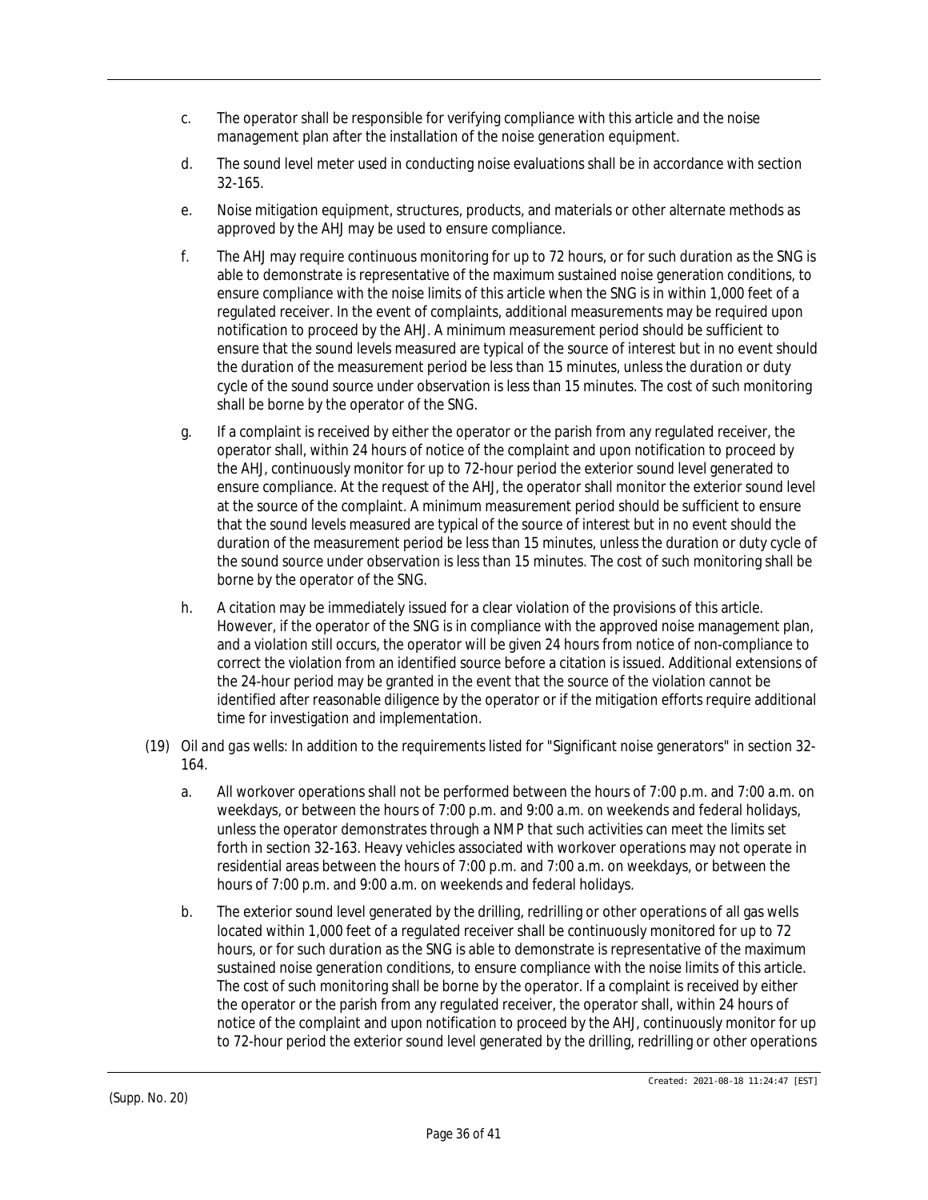c. The operator shall be responsible for verifying compliance with this article and the noise management plan after the installation of the noise generation equipment.

d. The sound level meter used in conducting noise evaluations shall be in accordance with section 32-165.

e. Noise mitigation equipment, structures, products, and materials or other alternate methods as approved by the AHJ may be used to ensure compliance.

f. The AHJ may require continuous monitoring for up to 72 hours, or for such duration as the SNG is able to demonstrate is representative of the maximum sustained noise generation conditions, to ensure compliance with the noise limits of this article when the SNG is in within 1,000 feet of a regulated receiver. In the event of complaints, additional measurements may be required upon notification to proceed by the AHJ. A minimum measurement period should be sufficient to ensure that the sound levels measured are typical of the source of interest but in no event should the duration of the measurement period be less than 15 minutes, unless the duration or duty cycle of the sound source under observation is less than 15 minutes. The cost of such monitoring shall be borne by the operator of the SNG.

g. If a complaint is received by either the operator or the parish from any regulated receiver, the operator shall, within 24 hours of notice of the complaint and upon notification to proceed by the AHJ, continuously monitor for up to 72-hour period the exterior sound level generated to ensure compliance. At the request of the AHJ, the operator shall monitor the exterior sound level at the source of the complaint. A minimum measurement period should be sufficient to ensure that the sound levels measured are typical of the source of interest but in no event should the duration of the measurement period be less than 15 minutes, unless the duration or duty cycle of the sound source under observation is less than 15 minutes. The cost of such monitoring shall be borne by the operator of the SNG.

h. A citation may be immediately issued for a clear violation of the provisions of this article. However, if the operator of the SNG is in compliance with the approved noise management plan, and a violation still occurs, the operator will be given 24 hours from notice of non-compliance to correct the violation from an identified source before a citation is issued. Additional extensions of the 24-hour period may be granted in the event that the source of the violation cannot be identified after reasonable diligence by the operator or if the mitigation efforts require additional time for investigation and implementation.

(19) *Oil and gas wells:* In addition to the requirements listed for "Significant noise generators" in section 32-164.

a. All workover operations shall not be performed between the hours of 7:00 p.m. and 7:00 a.m. on weekdays, or between the hours of 7:00 p.m. and 9:00 a.m. on weekends and federal holidays, unless the operator demonstrates through a NMP that such activities can meet the limits set forth in section 32-163. Heavy vehicles associated with workover operations may not operate in residential areas between the hours of 7:00 p.m. and 7:00 a.m. on weekdays, or between the hours of 7:00 p.m. and 9:00 a.m. on weekends and federal holidays.

b. The exterior sound level generated by the drilling, redrilling or other operations of all gas wells located within 1,000 feet of a regulated receiver shall be continuously monitored for up to 72 hours, or for such duration as the SNG is able to demonstrate is representative of the maximum sustained noise generation conditions, to ensure compliance with the noise limits of this article. The cost of such monitoring shall be borne by the operator. If a complaint is received by either the operator or the parish from any regulated receiver, the operator shall, within 24 hours of notice of the complaint and upon notification to proceed by the AHJ, continuously monitor for up to 72-hour period the exterior sound level generated by the drilling, redrilling or other operations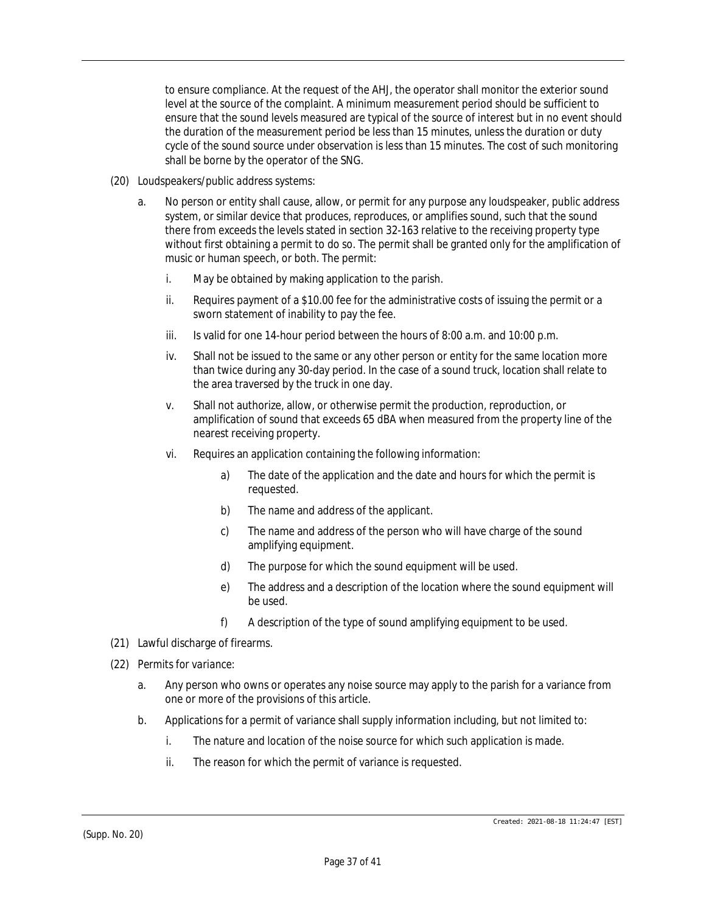to ensure compliance. At the request of the AHJ, the operator shall monitor the exterior sound level at the source of the complaint. A minimum measurement period should be sufficient to ensure that the sound levels measured are typical of the source of interest but in no event should the duration of the measurement period be less than 15 minutes, unless the duration or duty cycle of the sound source under observation is less than 15 minutes. The cost of such monitoring shall be borne by the operator of the SNG.

(20) *Loudspeakers/public address systems:*

a. No person or entity shall cause, allow, or permit for any purpose any loudspeaker, public address system, or similar device that produces, reproduces, or amplifies sound, such that the sound there from exceeds the levels stated in section 32-163 relative to the receiving property type without first obtaining a permit to do so. The permit shall be granted only for the amplification of music or human speech, or both. The permit:

   i. May be obtained by making application to the parish.

   ii. Requires payment of a $10.00 fee for the administrative costs of issuing the permit or a sworn statement of inability to pay the fee.

   iii. Is valid for one 14-hour period between the hours of 8:00 a.m. and 10:00 p.m.

   iv. Shall not be issued to the same or any other person or entity for the same location more than twice during any 30-day period. In the case of a sound truck, location shall relate to the area traversed by the truck in one day.

   v. Shall not authorize, allow, or otherwise permit the production, reproduction, or amplification of sound that exceeds 65 dBA when measured from the property line of the nearest receiving property.

   vi. Requires an application containing the following information:

      a) The date of the application and the date and hours for which the permit is requested.

      b) The name and address of the applicant.

      c) The name and address of the person who will have charge of the sound amplifying equipment.

      d) The purpose for which the sound equipment will be used.

      e) The address and a description of the location where the sound equipment will be used.

      f) A description of the type of sound amplifying equipment to be used.

(21) *Lawful discharge of firearms.*

(22) *Permits for variance:*

a. Any person who owns or operates any noise source may apply to the parish for a variance from one or more of the provisions of this article.

b. Applications for a permit of variance shall supply information including, but not limited to:

   i. The nature and location of the noise source for which such application is made.

   ii. The reason for which the permit of variance is requested.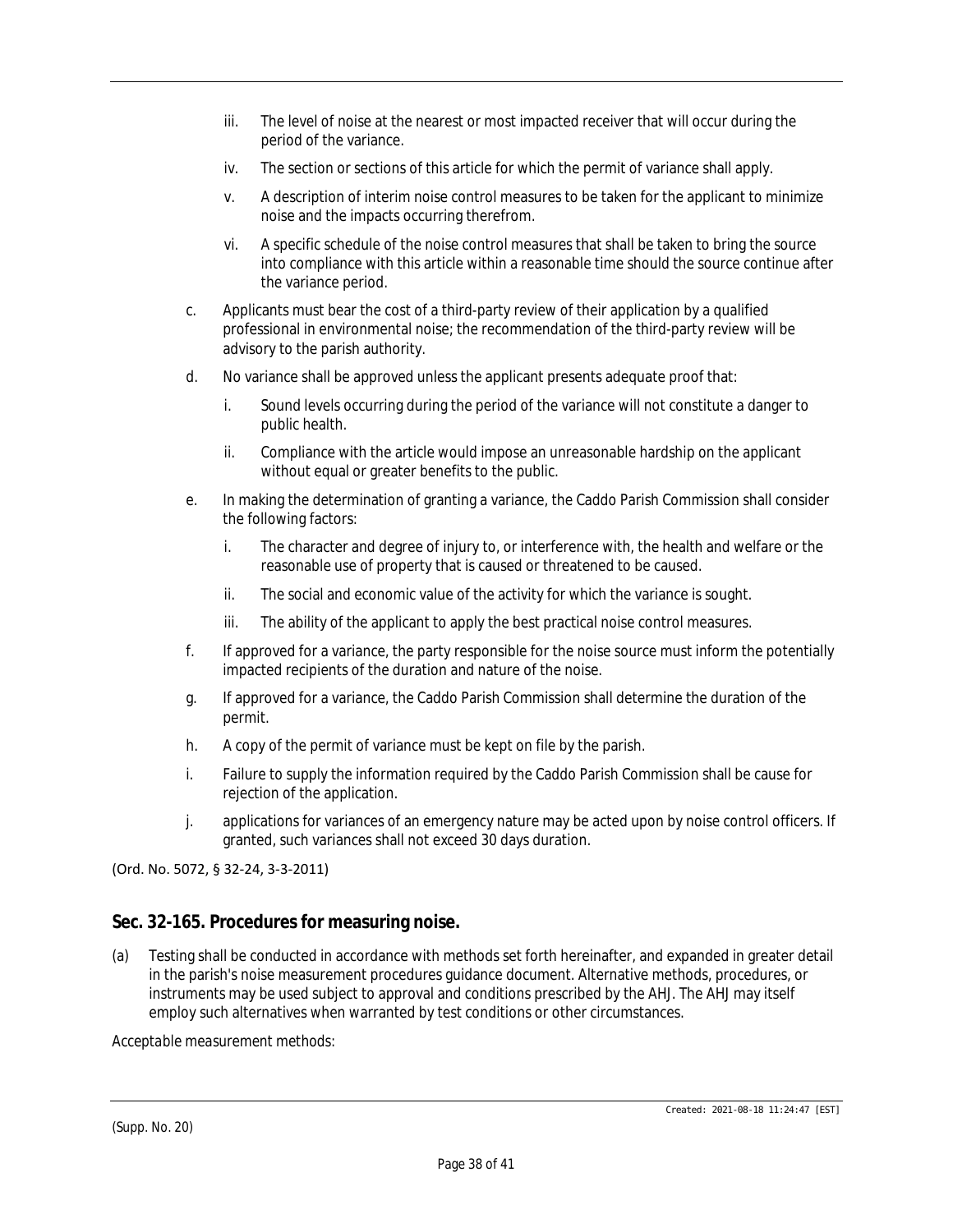iii. The level of noise at the nearest or most impacted receiver that will occur during the period of the variance.

iv. The section or sections of this article for which the permit of variance shall apply.

v. A description of interim noise control measures to be taken for the applicant to minimize noise and the impacts occurring therefrom.

vi. A specific schedule of the noise control measures that shall be taken to bring the source into compliance with this article within a reasonable time should the source continue after the variance period.

c. Applicants must bear the cost of a third-party review of their application by a qualified professional in environmental noise; the recommendation of the third-party review will be advisory to the parish authority.

d. No variance shall be approved unless the applicant presents adequate proof that:

i. Sound levels occurring during the period of the variance will not constitute a danger to public health.

ii. Compliance with the article would impose an unreasonable hardship on the applicant without equal or greater benefits to the public.

e. In making the determination of granting a variance, the Caddo Parish Commission shall consider the following factors:

i. The character and degree of injury to, or interference with, the health and welfare or the reasonable use of property that is caused or threatened to be caused.

ii. The social and economic value of the activity for which the variance is sought.

iii. The ability of the applicant to apply the best practical noise control measures.

f. If approved for a variance, the party responsible for the noise source must inform the potentially impacted recipients of the duration and nature of the noise.

g. If approved for a variance, the Caddo Parish Commission shall determine the duration of the permit.

h. A copy of the permit of variance must be kept on file by the parish.

i. Failure to supply the information required by the Caddo Parish Commission shall be cause for rejection of the application.

j. applications for variances of an emergency nature may be acted upon by noise control officers. If granted, such variances shall not exceed 30 days duration.

(Ord. No. 5072, § 32-24, 3-3-2011)

## Sec. 32-165. Procedures for measuring noise.

(a) Testing shall be conducted in accordance with methods set forth hereinafter, and expanded in greater detail in the parish's noise measurement procedures guidance document. Alternative methods, procedures, or instruments may be used subject to approval and conditions prescribed by the AHJ. The AHJ may itself employ such alternatives when warranted by test conditions or other circumstances.

*Acceptable measurement methods:*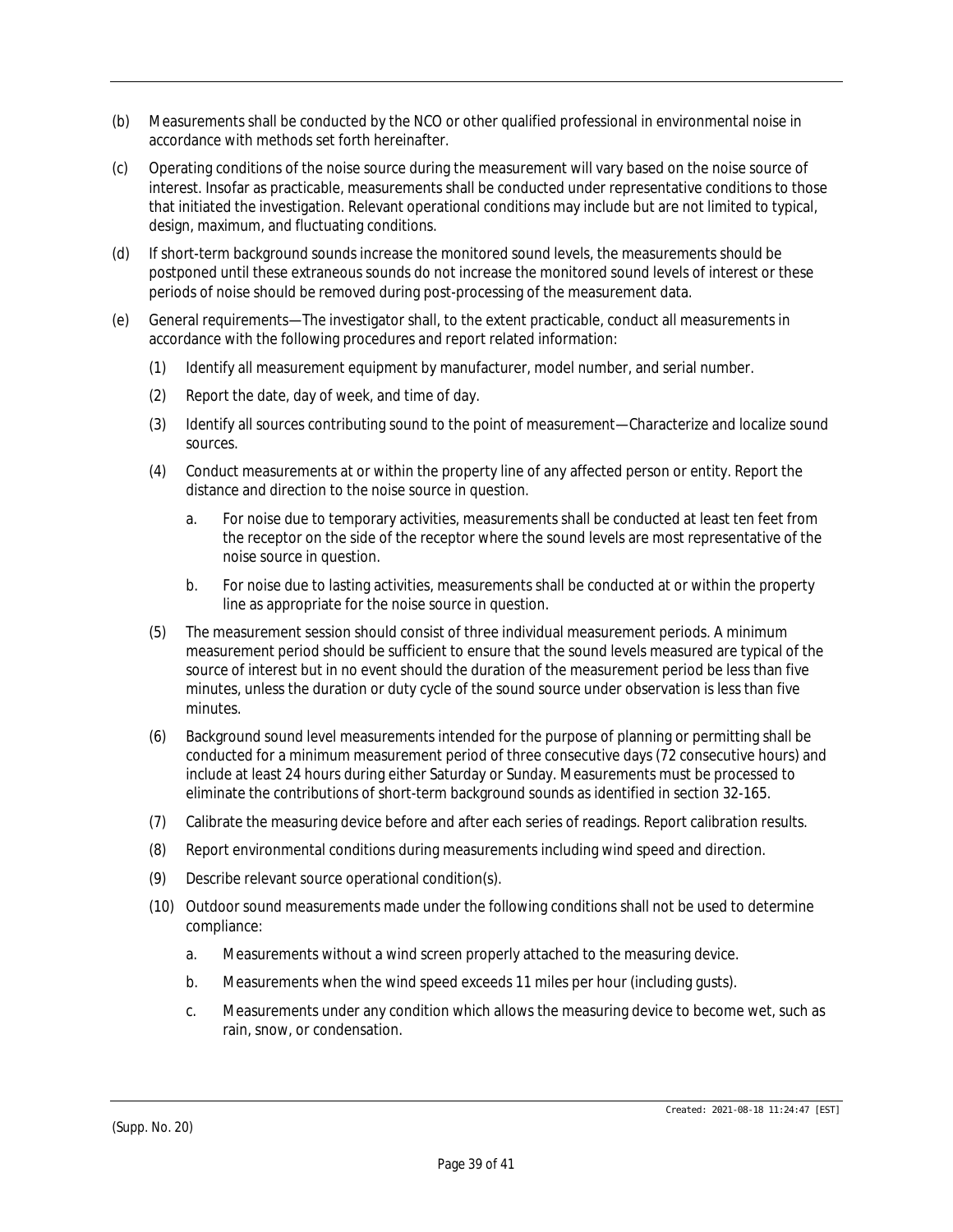(b) Measurements shall be conducted by the NCO or other qualified professional in environmental noise in accordance with methods set forth hereinafter.

(c) Operating conditions of the noise source during the measurement will vary based on the noise source of interest. Insofar as practicable, measurements shall be conducted under representative conditions to those that initiated the investigation. Relevant operational conditions may include but are not limited to typical, design, maximum, and fluctuating conditions.

(d) If short-term background sounds increase the monitored sound levels, the measurements should be postponed until these extraneous sounds do not increase the monitored sound levels of interest or these periods of noise should be removed during post-processing of the measurement data.

(e) General requirements—The investigator shall, to the extent practicable, conduct all measurements in accordance with the following procedures and report related information:

  (1) Identify all measurement equipment by manufacturer, model number, and serial number.

  (2) Report the date, day of week, and time of day.

  (3) Identify all sources contributing sound to the point of measurement—Characterize and localize sound sources.

  (4) Conduct measurements at or within the property line of any affected person or entity. Report the distance and direction to the noise source in question.

    a. For noise due to temporary activities, measurements shall be conducted at least ten feet from the receptor on the side of the receptor where the sound levels are most representative of the noise source in question.

    b. For noise due to lasting activities, measurements shall be conducted at or within the property line as appropriate for the noise source in question.

  (5) The measurement session should consist of three individual measurement periods. A minimum measurement period should be sufficient to ensure that the sound levels measured are typical of the source of interest but in no event should the duration of the measurement period be less than five minutes, unless the duration or duty cycle of the sound source under observation is less than five minutes.

  (6) Background sound level measurements intended for the purpose of planning or permitting shall be conducted for a minimum measurement period of three consecutive days (72 consecutive hours) and include at least 24 hours during either Saturday or Sunday. Measurements must be processed to eliminate the contributions of short-term background sounds as identified in section 32-165.

  (7) Calibrate the measuring device before and after each series of readings. Report calibration results.

  (8) Report environmental conditions during measurements including wind speed and direction.

  (9) Describe relevant source operational condition(s).

  (10) Outdoor sound measurements made under the following conditions shall not be used to determine compliance:

    a. Measurements without a wind screen properly attached to the measuring device.

    b. Measurements when the wind speed exceeds 11 miles per hour (including gusts).

    c. Measurements under any condition which allows the measuring device to become wet, such as rain, snow, or condensation.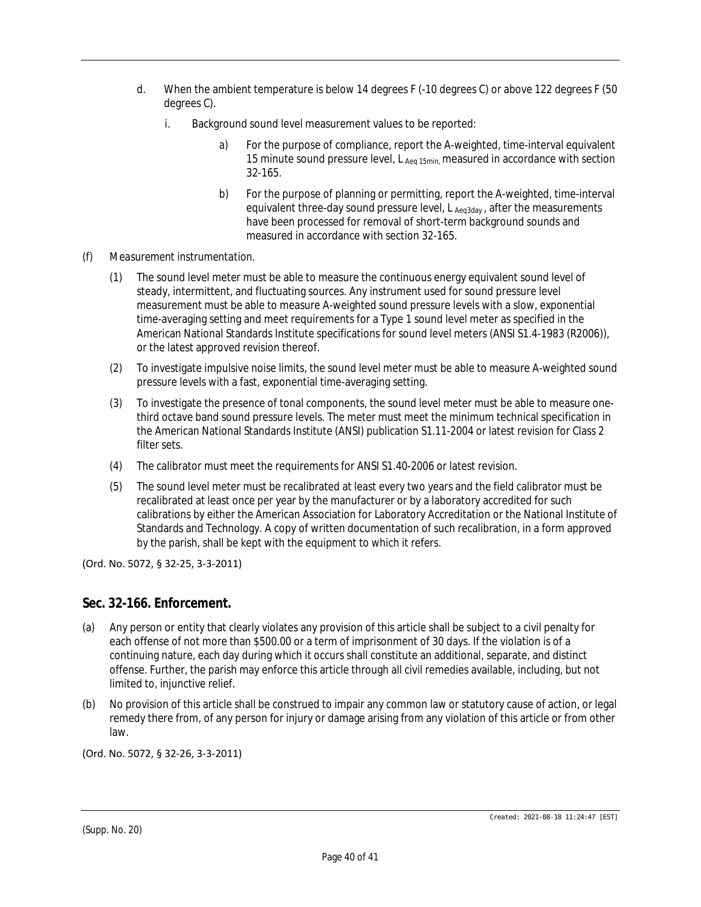d. When the ambient temperature is below 14 degrees F (-10 degrees C) or above 122 degrees F (50 degrees C).

   i. Background sound level measurement values to be reported:

      a) For the purpose of compliance, report the A-weighted, time-interval equivalent 15 minute sound pressure level, $L_{Aeq\ 15min}$, measured in accordance with section 32-165.

      b) For the purpose of planning or permitting, report the A-weighted, time-interval equivalent three-day sound pressure level, $L_{Aeq3day}$, after the measurements have been processed for removal of short-term background sounds and measured in accordance with section 32-165.

(f) Measurement instrumentation.

(1) The sound level meter must be able to measure the continuous energy equivalent sound level of steady, intermittent, and fluctuating sources. Any instrument used for sound pressure level measurement must be able to measure A-weighted sound pressure levels with a slow, exponential time-averaging setting and meet requirements for a Type 1 sound level meter as specified in the American National Standards Institute specifications for sound level meters (ANSI S1.4-1983 (R2006)), or the latest approved revision thereof.

(2) To investigate impulsive noise limits, the sound level meter must be able to measure A-weighted sound pressure levels with a fast, exponential time-averaging setting.

(3) To investigate the presence of tonal components, the sound level meter must be able to measure one-third octave band sound pressure levels. The meter must meet the minimum technical specification in the American National Standards Institute (ANSI) publication S1.11-2004 or latest revision for Class 2 filter sets.

(4) The calibrator must meet the requirements for ANSI S1.40-2006 or latest revision.

(5) The sound level meter must be recalibrated at least every two years and the field calibrator must be recalibrated at least once per year by the manufacturer or by a laboratory accredited for such calibrations by either the American Association for Laboratory Accreditation or the National Institute of Standards and Technology. A copy of written documentation of such recalibration, in a form approved by the parish, shall be kept with the equipment to which it refers.

(Ord. No. 5072, § 32-25, 3-3-2011)

## Sec. 32-166. Enforcement.

(a) Any person or entity that clearly violates any provision of this article shall be subject to a civil penalty for each offense of not more than $500.00 or a term of imprisonment of 30 days. If the violation is of a continuing nature, each day during which it occurs shall constitute an additional, separate, and distinct offense. Further, the parish may enforce this article through all civil remedies available, including, but not limited to, injunctive relief.

(b) No provision of this article shall be construed to impair any common law or statutory cause of action, or legal remedy there from, of any person for injury or damage arising from any violation of this article or from other law.

(Ord. No. 5072, § 32-26, 3-3-2011)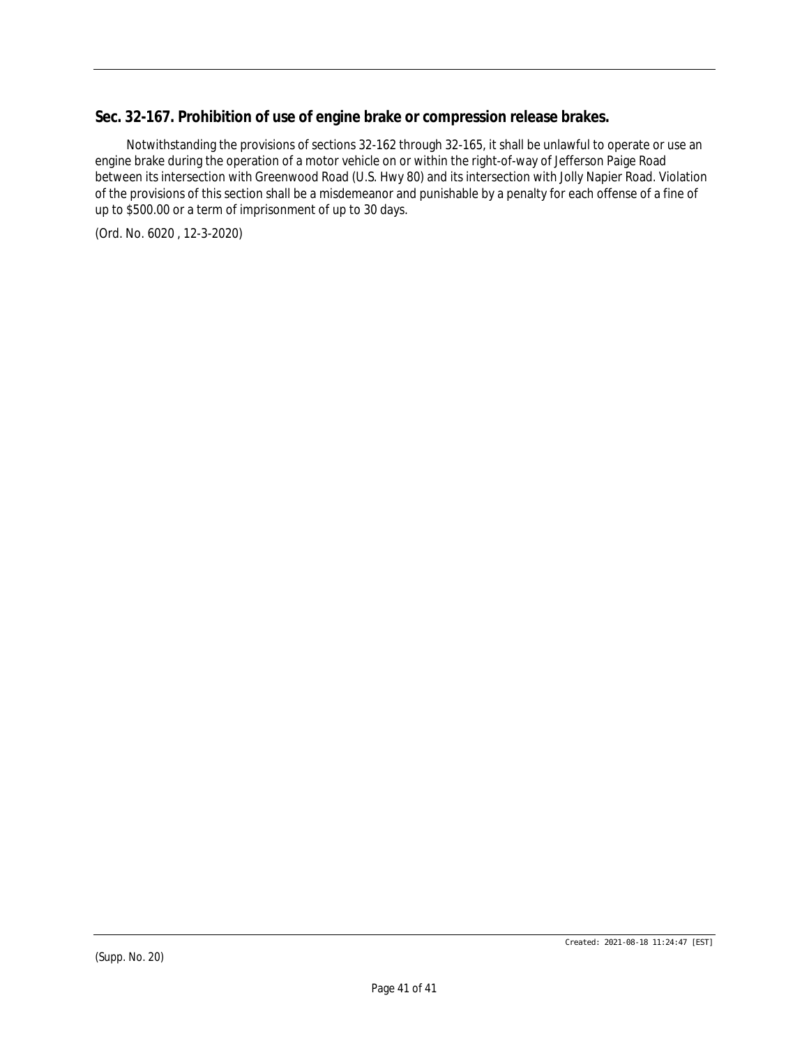## Sec. 32-167. Prohibition of use of engine brake or compression release brakes.

Notwithstanding the provisions of sections 32-162 through 32-165, it shall be unlawful to operate or use an engine brake during the operation of a motor vehicle on or within the right-of-way of Jefferson Paige Road between its intersection with Greenwood Road (U.S. Hwy 80) and its intersection with Jolly Napier Road. Violation of the provisions of this section shall be a misdemeanor and punishable by a penalty for each offense of a fine of up to $500.00 or a term of imprisonment of up to 30 days.

(Ord. No. 6020 , 12-3-2020)